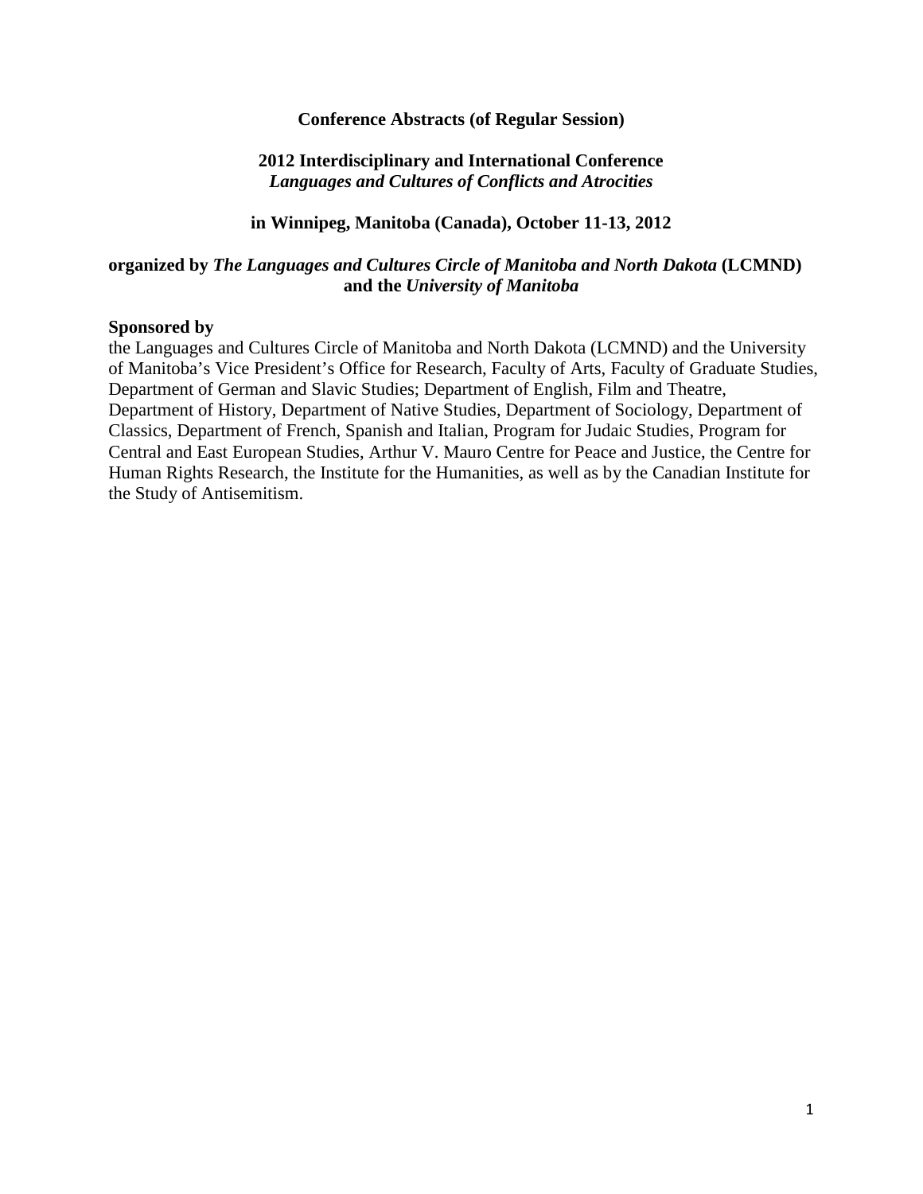**Conference Abstracts (of Regular Session)**

**2012 Interdisciplinary and International Conference**
***Languages and Cultures of Conflicts and Atrocities***

**in Winnipeg, Manitoba (Canada), October 11-13, 2012**

**organized by *The Languages and Cultures Circle of Manitoba and North Dakota* (LCMND) and the *University of Manitoba***

**Sponsored by**
the Languages and Cultures Circle of Manitoba and North Dakota (LCMND) and the University of Manitoba's Vice President's Office for Research, Faculty of Arts, Faculty of Graduate Studies, Department of German and Slavic Studies; Department of English, Film and Theatre, Department of History, Department of Native Studies, Department of Sociology, Department of Classics, Department of French, Spanish and Italian, Program for Judaic Studies, Program for Central and East European Studies, Arthur V. Mauro Centre for Peace and Justice, the Centre for Human Rights Research, the Institute for the Humanities, as well as by the Canadian Institute for the Study of Antisemitism.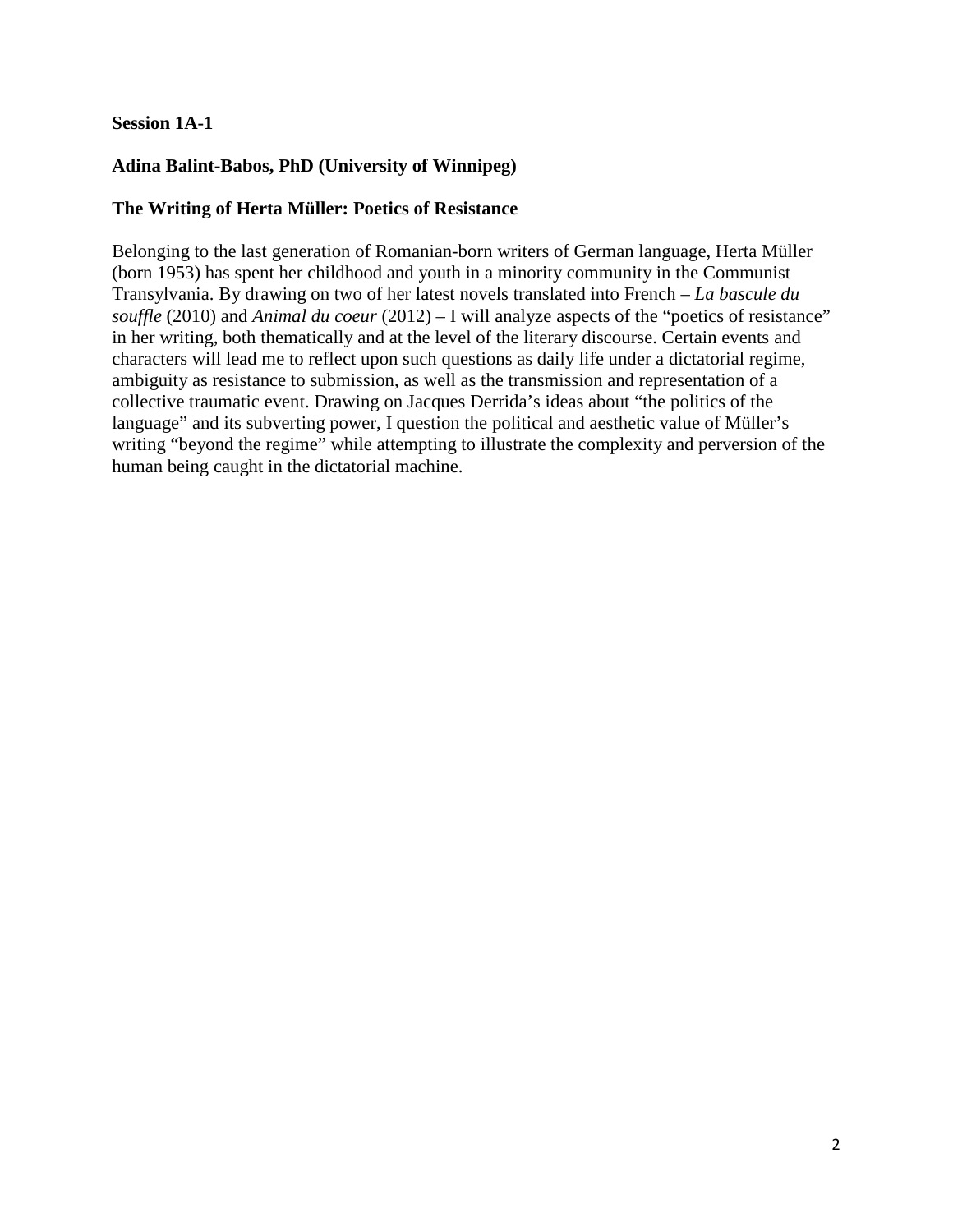**Session 1A-1**

**Adina Balint-Babos, PhD (University of Winnipeg)**

**The Writing of Herta Müller: Poetics of Resistance**

Belonging to the last generation of Romanian-born writers of German language, Herta Müller (born 1953) has spent her childhood and youth in a minority community in the Communist Transylvania. By drawing on two of her latest novels translated into French – *La bascule du souffle* (2010) and *Animal du coeur* (2012) – I will analyze aspects of the "poetics of resistance" in her writing, both thematically and at the level of the literary discourse. Certain events and characters will lead me to reflect upon such questions as daily life under a dictatorial regime, ambiguity as resistance to submission, as well as the transmission and representation of a collective traumatic event. Drawing on Jacques Derrida's ideas about "the politics of the language" and its subverting power, I question the political and aesthetic value of Müller's writing "beyond the regime" while attempting to illustrate the complexity and perversion of the human being caught in the dictatorial machine.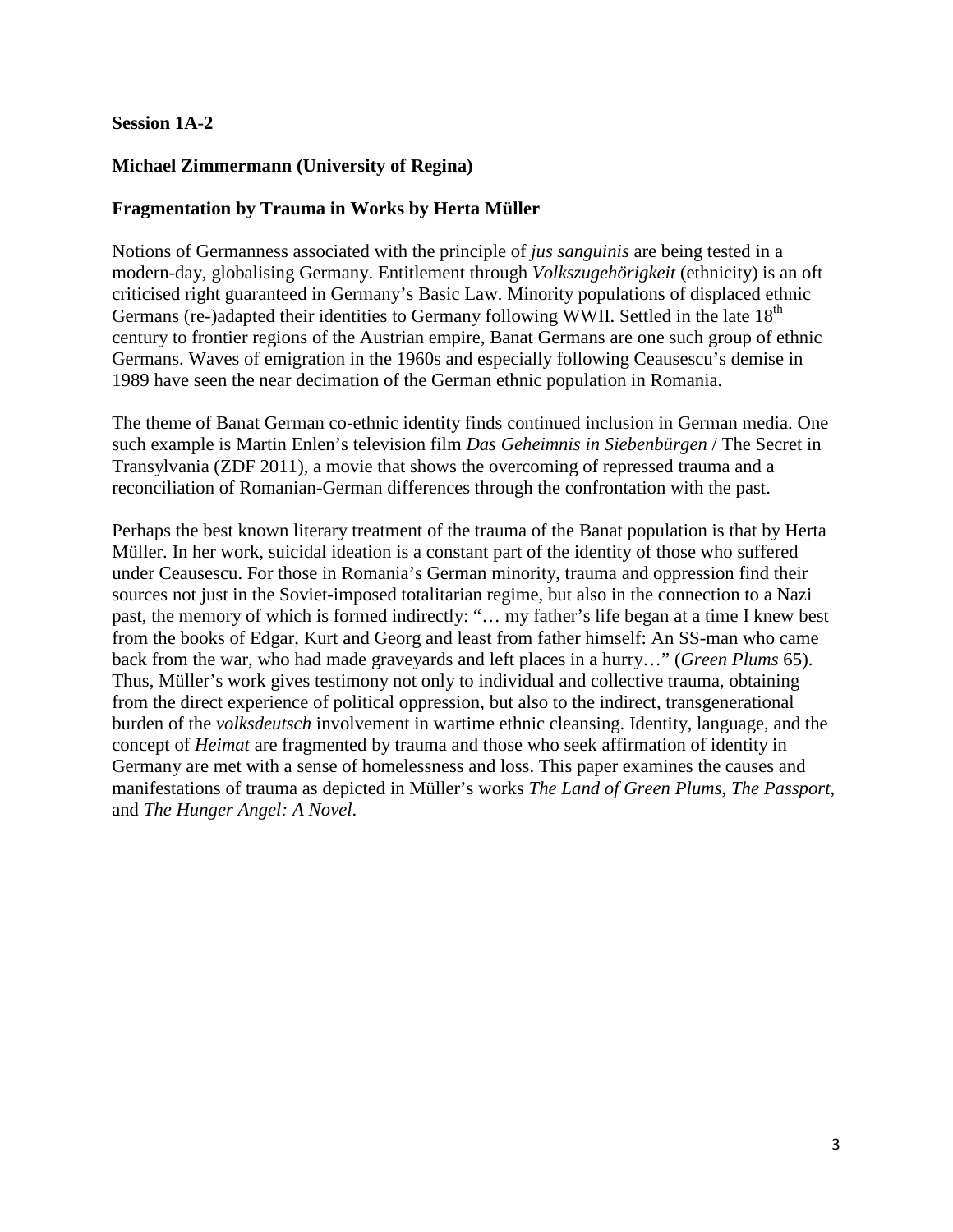**Session 1A-2**

**Michael Zimmermann (University of Regina)**

**Fragmentation by Trauma in Works by Herta Müller**

Notions of Germanness associated with the principle of *jus sanguinis* are being tested in a modern-day, globalising Germany. Entitlement through *Volkszugehörigkeit* (ethnicity) is an oft criticised right guaranteed in Germany's Basic Law. Minority populations of displaced ethnic Germans (re-)adapted their identities to Germany following WWII. Settled in the late 18th century to frontier regions of the Austrian empire, Banat Germans are one such group of ethnic Germans. Waves of emigration in the 1960s and especially following Ceausescu's demise in 1989 have seen the near decimation of the German ethnic population in Romania.

The theme of Banat German co-ethnic identity finds continued inclusion in German media. One such example is Martin Enlen's television film *Das Geheimnis in Siebenbürgen* / The Secret in Transylvania (ZDF 2011), a movie that shows the overcoming of repressed trauma and a reconciliation of Romanian-German differences through the confrontation with the past.

Perhaps the best known literary treatment of the trauma of the Banat population is that by Herta Müller. In her work, suicidal ideation is a constant part of the identity of those who suffered under Ceausescu. For those in Romania's German minority, trauma and oppression find their sources not just in the Soviet-imposed totalitarian regime, but also in the connection to a Nazi past, the memory of which is formed indirectly: "… my father's life began at a time I knew best from the books of Edgar, Kurt and Georg and least from father himself: An SS-man who came back from the war, who had made graveyards and left places in a hurry…" (*Green Plums* 65). Thus, Müller's work gives testimony not only to individual and collective trauma, obtaining from the direct experience of political oppression, but also to the indirect, transgenerational burden of the *volksdeutsch* involvement in wartime ethnic cleansing. Identity, language, and the concept of *Heimat* are fragmented by trauma and those who seek affirmation of identity in Germany are met with a sense of homelessness and loss. This paper examines the causes and manifestations of trauma as depicted in Müller's works *The Land of Green Plums*, *The Passport*, and *The Hunger Angel: A Novel*.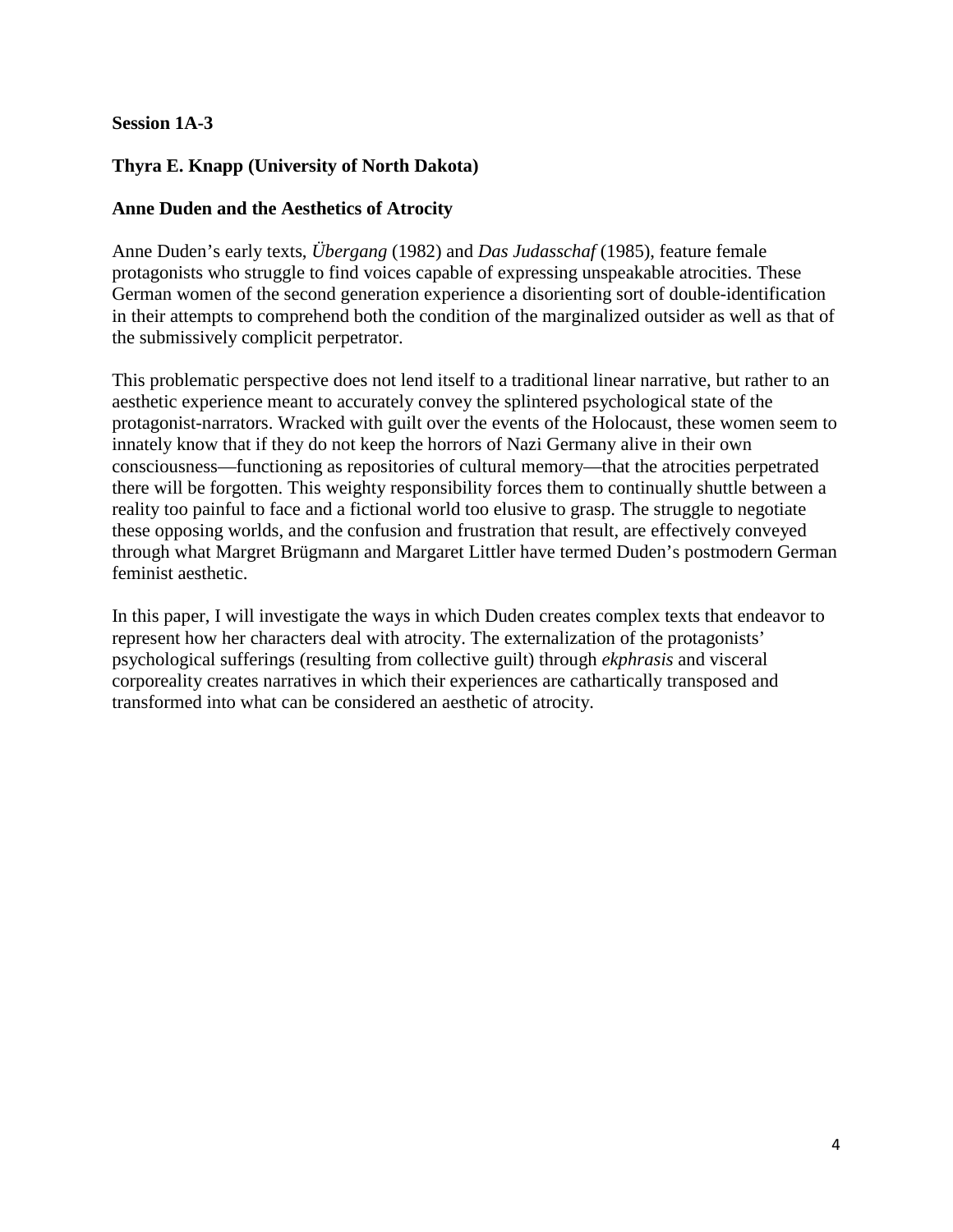**Session 1A-3**

**Thyra E. Knapp (University of North Dakota)**

**Anne Duden and the Aesthetics of Atrocity**

Anne Duden's early texts, *Übergang* (1982) and *Das Judasschaf* (1985), feature female protagonists who struggle to find voices capable of expressing unspeakable atrocities. These German women of the second generation experience a disorienting sort of double-identification in their attempts to comprehend both the condition of the marginalized outsider as well as that of the submissively complicit perpetrator.

This problematic perspective does not lend itself to a traditional linear narrative, but rather to an aesthetic experience meant to accurately convey the splintered psychological state of the protagonist-narrators. Wracked with guilt over the events of the Holocaust, these women seem to innately know that if they do not keep the horrors of Nazi Germany alive in their own consciousness—functioning as repositories of cultural memory—that the atrocities perpetrated there will be forgotten. This weighty responsibility forces them to continually shuttle between a reality too painful to face and a fictional world too elusive to grasp. The struggle to negotiate these opposing worlds, and the confusion and frustration that result, are effectively conveyed through what Margret Brügmann and Margaret Littler have termed Duden's postmodern German feminist aesthetic.

In this paper, I will investigate the ways in which Duden creates complex texts that endeavor to represent how her characters deal with atrocity. The externalization of the protagonists' psychological sufferings (resulting from collective guilt) through *ekphrasis* and visceral corporeality creates narratives in which their experiences are cathartically transposed and transformed into what can be considered an aesthetic of atrocity.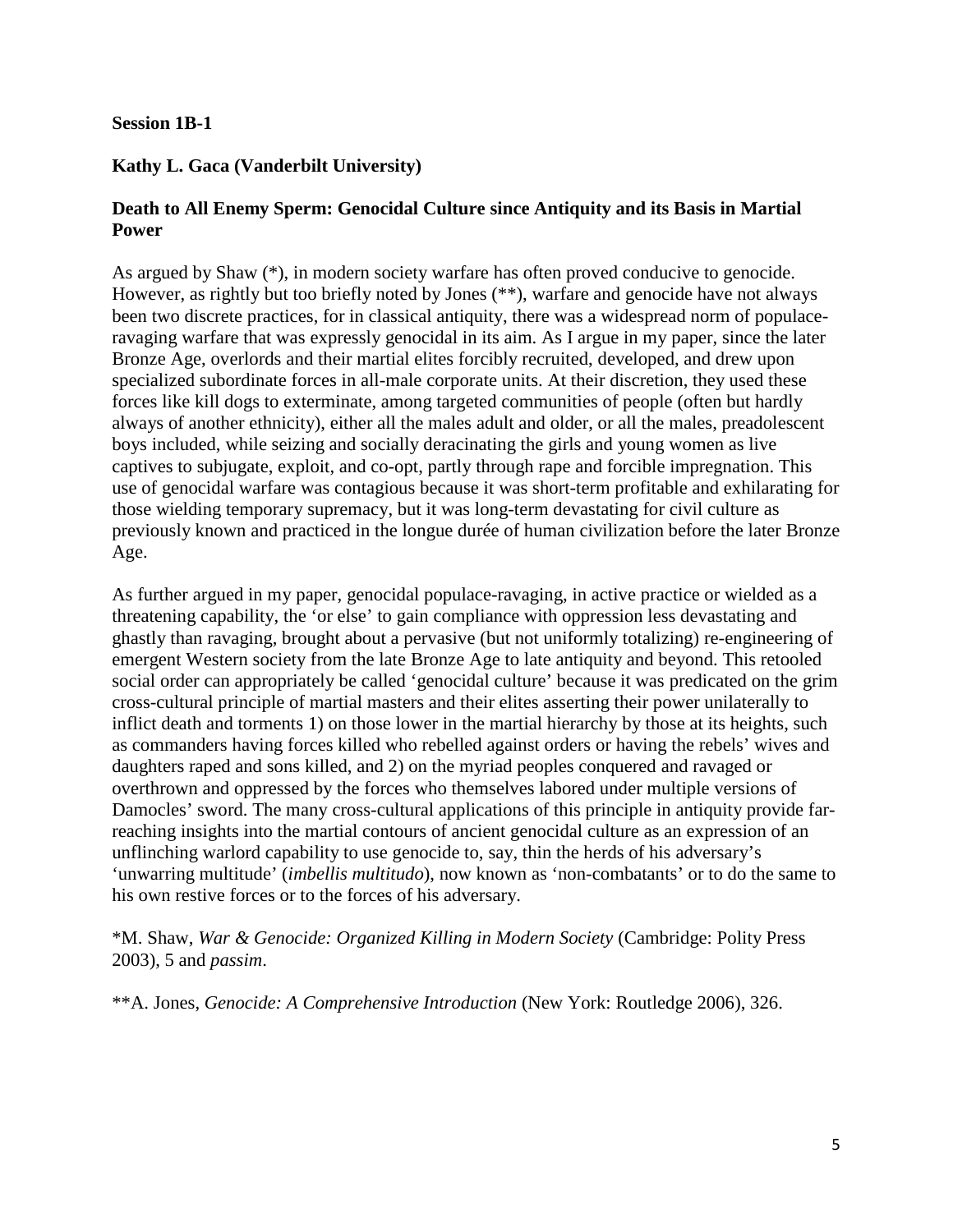**Session 1B-1**

**Kathy L. Gaca (Vanderbilt University)**

**Death to All Enemy Sperm: Genocidal Culture since Antiquity and its Basis in Martial Power**

As argued by Shaw (*), in modern society warfare has often proved conducive to genocide. However, as rightly but too briefly noted by Jones (**), warfare and genocide have not always been two discrete practices, for in classical antiquity, there was a widespread norm of populace-ravaging warfare that was expressly genocidal in its aim. As I argue in my paper, since the later Bronze Age, overlords and their martial elites forcibly recruited, developed, and drew upon specialized subordinate forces in all-male corporate units. At their discretion, they used these forces like kill dogs to exterminate, among targeted communities of people (often but hardly always of another ethnicity), either all the males adult and older, or all the males, preadolescent boys included, while seizing and socially deracinating the girls and young women as live captives to subjugate, exploit, and co-opt, partly through rape and forcible impregnation. This use of genocidal warfare was contagious because it was short-term profitable and exhilarating for those wielding temporary supremacy, but it was long-term devastating for civil culture as previously known and practiced in the longue durée of human civilization before the later Bronze Age.

As further argued in my paper, genocidal populace-ravaging, in active practice or wielded as a threatening capability, the 'or else' to gain compliance with oppression less devastating and ghastly than ravaging, brought about a pervasive (but not uniformly totalizing) re-engineering of emergent Western society from the late Bronze Age to late antiquity and beyond. This retooled social order can appropriately be called 'genocidal culture' because it was predicated on the grim cross-cultural principle of martial masters and their elites asserting their power unilaterally to inflict death and torments 1) on those lower in the martial hierarchy by those at its heights, such as commanders having forces killed who rebelled against orders or having the rebels' wives and daughters raped and sons killed, and 2) on the myriad peoples conquered and ravaged or overthrown and oppressed by the forces who themselves labored under multiple versions of Damocles' sword. The many cross-cultural applications of this principle in antiquity provide far-reaching insights into the martial contours of ancient genocidal culture as an expression of an unflinching warlord capability to use genocide to, say, thin the herds of his adversary's 'unwarring multitude' (*imbellis multitudo*), now known as 'non-combatants' or to do the same to his own restive forces or to the forces of his adversary.

*M. Shaw, *War & Genocide: Organized Killing in Modern Society* (Cambridge: Polity Press 2003), 5 and *passim*.

**A. Jones, *Genocide: A Comprehensive Introduction* (New York: Routledge 2006), 326.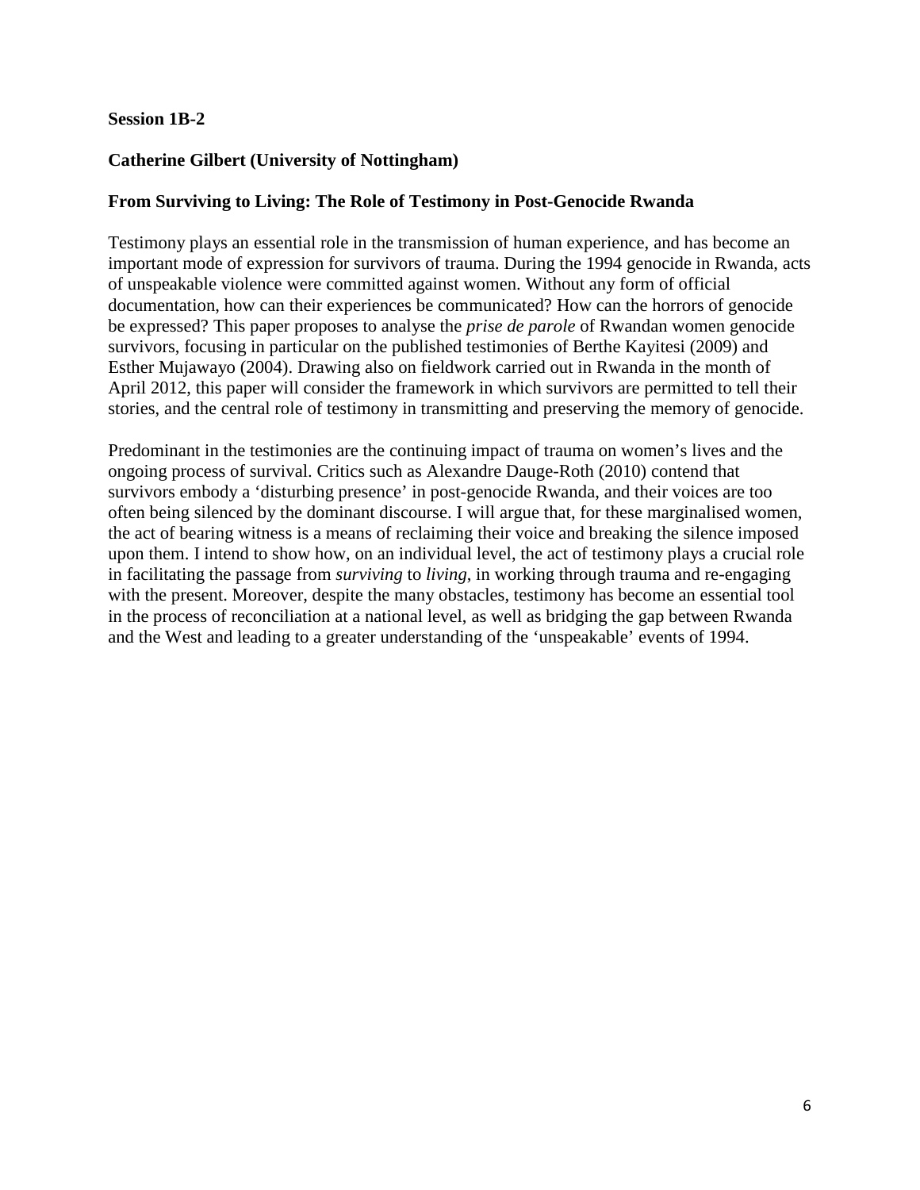**Session 1B-2**

**Catherine Gilbert (University of Nottingham)**

**From Surviving to Living: The Role of Testimony in Post-Genocide Rwanda**

Testimony plays an essential role in the transmission of human experience, and has become an important mode of expression for survivors of trauma. During the 1994 genocide in Rwanda, acts of unspeakable violence were committed against women. Without any form of official documentation, how can their experiences be communicated? How can the horrors of genocide be expressed? This paper proposes to analyse the *prise de parole* of Rwandan women genocide survivors, focusing in particular on the published testimonies of Berthe Kayitesi (2009) and Esther Mujawayo (2004). Drawing also on fieldwork carried out in Rwanda in the month of April 2012, this paper will consider the framework in which survivors are permitted to tell their stories, and the central role of testimony in transmitting and preserving the memory of genocide.

Predominant in the testimonies are the continuing impact of trauma on women's lives and the ongoing process of survival. Critics such as Alexandre Dauge-Roth (2010) contend that survivors embody a 'disturbing presence' in post-genocide Rwanda, and their voices are too often being silenced by the dominant discourse. I will argue that, for these marginalised women, the act of bearing witness is a means of reclaiming their voice and breaking the silence imposed upon them. I intend to show how, on an individual level, the act of testimony plays a crucial role in facilitating the passage from *surviving* to *living*, in working through trauma and re-engaging with the present. Moreover, despite the many obstacles, testimony has become an essential tool in the process of reconciliation at a national level, as well as bridging the gap between Rwanda and the West and leading to a greater understanding of the 'unspeakable' events of 1994.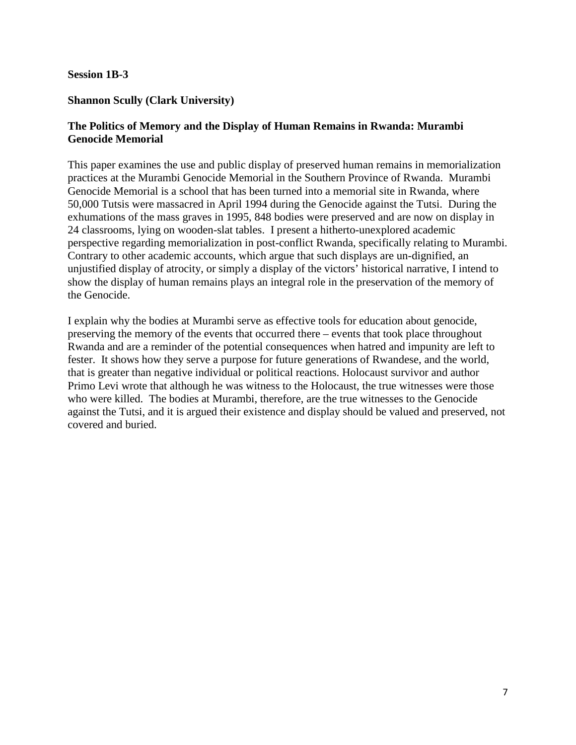**Session 1B-3**

**Shannon Scully (Clark University)**

**The Politics of Memory and the Display of Human Remains in Rwanda: Murambi Genocide Memorial**

This paper examines the use and public display of preserved human remains in memorialization practices at the Murambi Genocide Memorial in the Southern Province of Rwanda. Murambi Genocide Memorial is a school that has been turned into a memorial site in Rwanda, where 50,000 Tutsis were massacred in April 1994 during the Genocide against the Tutsi. During the exhumations of the mass graves in 1995, 848 bodies were preserved and are now on display in 24 classrooms, lying on wooden-slat tables. I present a hitherto-unexplored academic perspective regarding memorialization in post-conflict Rwanda, specifically relating to Murambi. Contrary to other academic accounts, which argue that such displays are un-dignified, an unjustified display of atrocity, or simply a display of the victors' historical narrative, I intend to show the display of human remains plays an integral role in the preservation of the memory of the Genocide.

I explain why the bodies at Murambi serve as effective tools for education about genocide, preserving the memory of the events that occurred there – events that took place throughout Rwanda and are a reminder of the potential consequences when hatred and impunity are left to fester. It shows how they serve a purpose for future generations of Rwandese, and the world, that is greater than negative individual or political reactions. Holocaust survivor and author Primo Levi wrote that although he was witness to the Holocaust, the true witnesses were those who were killed. The bodies at Murambi, therefore, are the true witnesses to the Genocide against the Tutsi, and it is argued their existence and display should be valued and preserved, not covered and buried.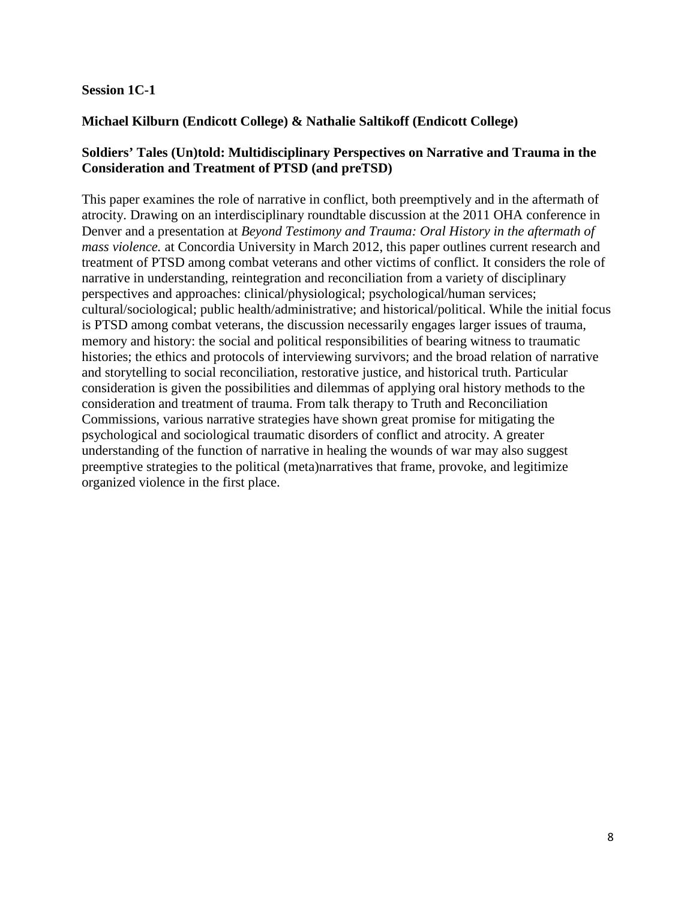**Session 1C-1**

**Michael Kilburn (Endicott College) & Nathalie Saltikoff (Endicott College)**

**Soldiers' Tales (Un)told: Multidisciplinary Perspectives on Narrative and Trauma in the Consideration and Treatment of PTSD (and preTSD)**

This paper examines the role of narrative in conflict, both preemptively and in the aftermath of atrocity. Drawing on an interdisciplinary roundtable discussion at the 2011 OHA conference in Denver and a presentation at *Beyond Testimony and Trauma: Oral History in the aftermath of mass violence.* at Concordia University in March 2012, this paper outlines current research and treatment of PTSD among combat veterans and other victims of conflict. It considers the role of narrative in understanding, reintegration and reconciliation from a variety of disciplinary perspectives and approaches: clinical/physiological; psychological/human services; cultural/sociological; public health/administrative; and historical/political. While the initial focus is PTSD among combat veterans, the discussion necessarily engages larger issues of trauma, memory and history: the social and political responsibilities of bearing witness to traumatic histories; the ethics and protocols of interviewing survivors; and the broad relation of narrative and storytelling to social reconciliation, restorative justice, and historical truth. Particular consideration is given the possibilities and dilemmas of applying oral history methods to the consideration and treatment of trauma. From talk therapy to Truth and Reconciliation Commissions, various narrative strategies have shown great promise for mitigating the psychological and sociological traumatic disorders of conflict and atrocity. A greater understanding of the function of narrative in healing the wounds of war may also suggest preemptive strategies to the political (meta)narratives that frame, provoke, and legitimize organized violence in the first place.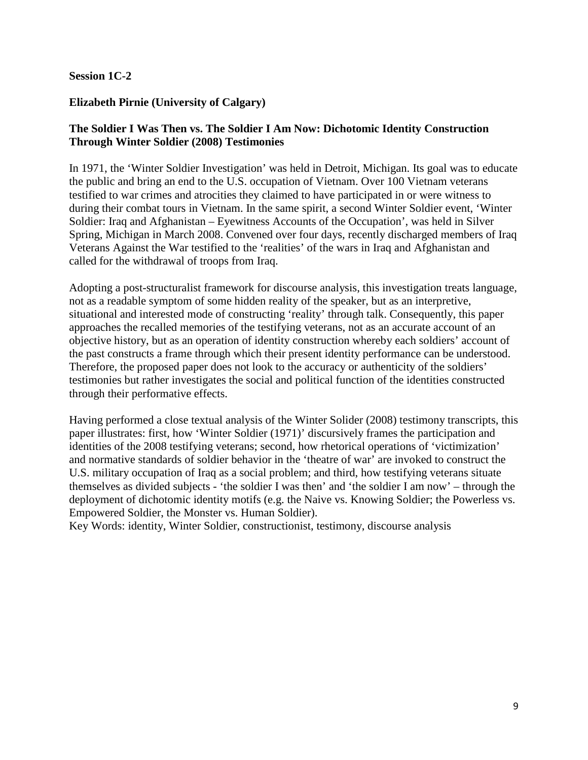**Session 1C-2**

**Elizabeth Pirnie (University of Calgary)**

**The Soldier I Was Then vs. The Soldier I Am Now: Dichotomic Identity Construction Through Winter Soldier (2008) Testimonies**

In 1971, the 'Winter Soldier Investigation' was held in Detroit, Michigan. Its goal was to educate the public and bring an end to the U.S. occupation of Vietnam. Over 100 Vietnam veterans testified to war crimes and atrocities they claimed to have participated in or were witness to during their combat tours in Vietnam. In the same spirit, a second Winter Soldier event, 'Winter Soldier: Iraq and Afghanistan – Eyewitness Accounts of the Occupation', was held in Silver Spring, Michigan in March 2008. Convened over four days, recently discharged members of Iraq Veterans Against the War testified to the 'realities' of the wars in Iraq and Afghanistan and called for the withdrawal of troops from Iraq.

Adopting a post-structuralist framework for discourse analysis, this investigation treats language, not as a readable symptom of some hidden reality of the speaker, but as an interpretive, situational and interested mode of constructing 'reality' through talk. Consequently, this paper approaches the recalled memories of the testifying veterans, not as an accurate account of an objective history, but as an operation of identity construction whereby each soldiers' account of the past constructs a frame through which their present identity performance can be understood. Therefore, the proposed paper does not look to the accuracy or authenticity of the soldiers' testimonies but rather investigates the social and political function of the identities constructed through their performative effects.

Having performed a close textual analysis of the Winter Solider (2008) testimony transcripts, this paper illustrates: first, how 'Winter Soldier (1971)' discursively frames the participation and identities of the 2008 testifying veterans; second, how rhetorical operations of 'victimization' and normative standards of soldier behavior in the 'theatre of war' are invoked to construct the U.S. military occupation of Iraq as a social problem; and third, how testifying veterans situate themselves as divided subjects - 'the soldier I was then' and 'the soldier I am now' – through the deployment of dichotomic identity motifs (e.g. the Naive vs. Knowing Soldier; the Powerless vs. Empowered Soldier, the Monster vs. Human Soldier).
Key Words: identity, Winter Soldier, constructionist, testimony, discourse analysis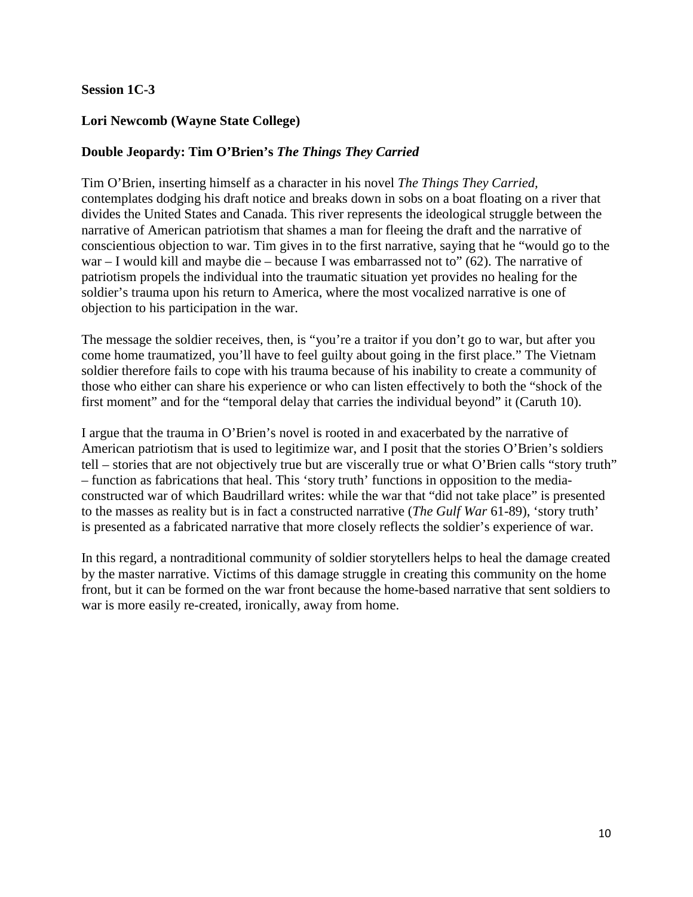**Session 1C-3**

**Lori Newcomb (Wayne State College)**

**Double Jeopardy: Tim O'Brien's *The Things They Carried***

Tim O'Brien, inserting himself as a character in his novel *The Things They Carried,* contemplates dodging his draft notice and breaks down in sobs on a boat floating on a river that divides the United States and Canada. This river represents the ideological struggle between the narrative of American patriotism that shames a man for fleeing the draft and the narrative of conscientious objection to war. Tim gives in to the first narrative, saying that he "would go to the war – I would kill and maybe die – because I was embarrassed not to" (62). The narrative of patriotism propels the individual into the traumatic situation yet provides no healing for the soldier's trauma upon his return to America, where the most vocalized narrative is one of objection to his participation in the war.

The message the soldier receives, then, is "you're a traitor if you don't go to war, but after you come home traumatized, you'll have to feel guilty about going in the first place." The Vietnam soldier therefore fails to cope with his trauma because of his inability to create a community of those who either can share his experience or who can listen effectively to both the "shock of the first moment" and for the "temporal delay that carries the individual beyond" it (Caruth 10).

I argue that the trauma in O'Brien's novel is rooted in and exacerbated by the narrative of American patriotism that is used to legitimize war, and I posit that the stories O'Brien's soldiers tell – stories that are not objectively true but are viscerally true or what O'Brien calls "story truth" – function as fabrications that heal. This 'story truth' functions in opposition to the media-constructed war of which Baudrillard writes: while the war that "did not take place" is presented to the masses as reality but is in fact a constructed narrative (*The Gulf War* 61-89), 'story truth' is presented as a fabricated narrative that more closely reflects the soldier's experience of war.

In this regard, a nontraditional community of soldier storytellers helps to heal the damage created by the master narrative. Victims of this damage struggle in creating this community on the home front, but it can be formed on the war front because the home-based narrative that sent soldiers to war is more easily re-created, ironically, away from home.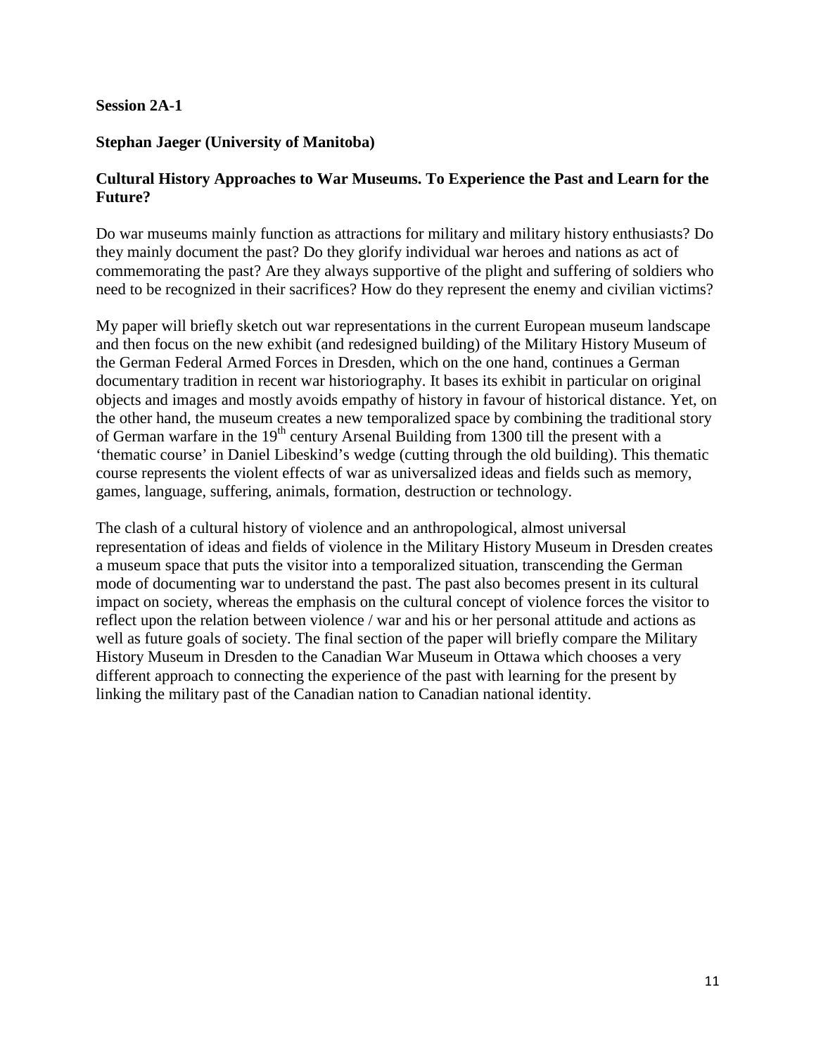**Session 2A-1**

**Stephan Jaeger (University of Manitoba)**

**Cultural History Approaches to War Museums. To Experience the Past and Learn for the Future?**

Do war museums mainly function as attractions for military and military history enthusiasts? Do they mainly document the past? Do they glorify individual war heroes and nations as act of commemorating the past? Are they always supportive of the plight and suffering of soldiers who need to be recognized in their sacrifices? How do they represent the enemy and civilian victims?

My paper will briefly sketch out war representations in the current European museum landscape and then focus on the new exhibit (and redesigned building) of the Military History Museum of the German Federal Armed Forces in Dresden, which on the one hand, continues a German documentary tradition in recent war historiography. It bases its exhibit in particular on original objects and images and mostly avoids empathy of history in favour of historical distance. Yet, on the other hand, the museum creates a new temporalized space by combining the traditional story of German warfare in the 19th century Arsenal Building from 1300 till the present with a 'thematic course' in Daniel Libeskind's wedge (cutting through the old building). This thematic course represents the violent effects of war as universalized ideas and fields such as memory, games, language, suffering, animals, formation, destruction or technology.

The clash of a cultural history of violence and an anthropological, almost universal representation of ideas and fields of violence in the Military History Museum in Dresden creates a museum space that puts the visitor into a temporalized situation, transcending the German mode of documenting war to understand the past. The past also becomes present in its cultural impact on society, whereas the emphasis on the cultural concept of violence forces the visitor to reflect upon the relation between violence / war and his or her personal attitude and actions as well as future goals of society. The final section of the paper will briefly compare the Military History Museum in Dresden to the Canadian War Museum in Ottawa which chooses a very different approach to connecting the experience of the past with learning for the present by linking the military past of the Canadian nation to Canadian national identity.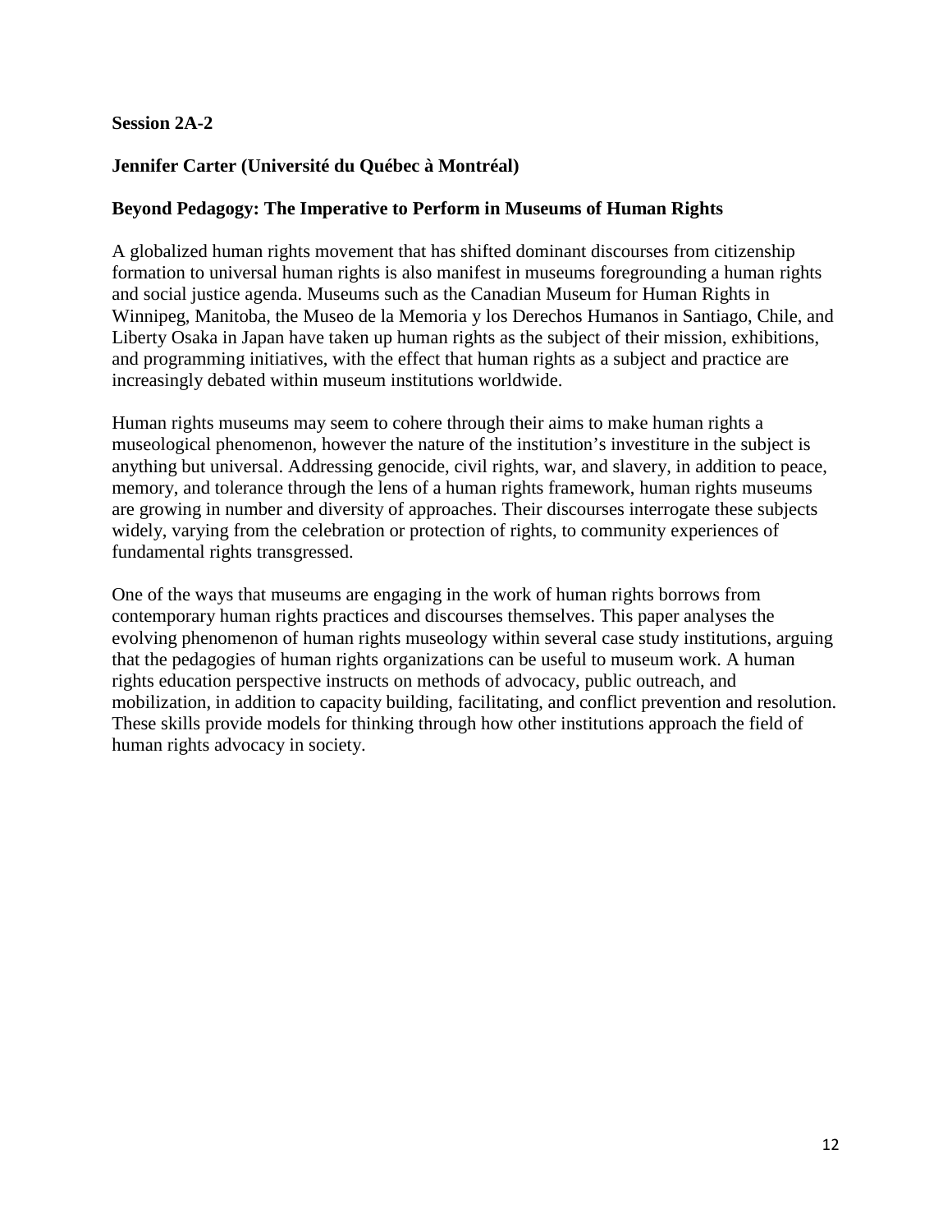**Session 2A-2**

**Jennifer Carter (Université du Québec à Montréal)**

**Beyond Pedagogy: The Imperative to Perform in Museums of Human Rights**

A globalized human rights movement that has shifted dominant discourses from citizenship formation to universal human rights is also manifest in museums foregrounding a human rights and social justice agenda. Museums such as the Canadian Museum for Human Rights in Winnipeg, Manitoba, the Museo de la Memoria y los Derechos Humanos in Santiago, Chile, and Liberty Osaka in Japan have taken up human rights as the subject of their mission, exhibitions, and programming initiatives, with the effect that human rights as a subject and practice are increasingly debated within museum institutions worldwide.

Human rights museums may seem to cohere through their aims to make human rights a museological phenomenon, however the nature of the institution's investiture in the subject is anything but universal. Addressing genocide, civil rights, war, and slavery, in addition to peace, memory, and tolerance through the lens of a human rights framework, human rights museums are growing in number and diversity of approaches. Their discourses interrogate these subjects widely, varying from the celebration or protection of rights, to community experiences of fundamental rights transgressed.

One of the ways that museums are engaging in the work of human rights borrows from contemporary human rights practices and discourses themselves. This paper analyses the evolving phenomenon of human rights museology within several case study institutions, arguing that the pedagogies of human rights organizations can be useful to museum work. A human rights education perspective instructs on methods of advocacy, public outreach, and mobilization, in addition to capacity building, facilitating, and conflict prevention and resolution. These skills provide models for thinking through how other institutions approach the field of human rights advocacy in society.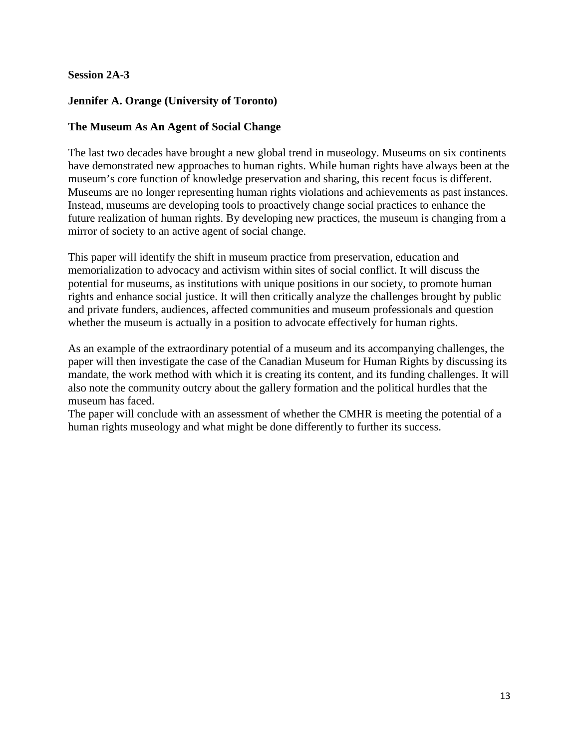**Session 2A-3**

**Jennifer A. Orange (University of Toronto)**

**The Museum As An Agent of Social Change**

The last two decades have brought a new global trend in museology. Museums on six continents have demonstrated new approaches to human rights. While human rights have always been at the museum's core function of knowledge preservation and sharing, this recent focus is different. Museums are no longer representing human rights violations and achievements as past instances. Instead, museums are developing tools to proactively change social practices to enhance the future realization of human rights. By developing new practices, the museum is changing from a mirror of society to an active agent of social change.

This paper will identify the shift in museum practice from preservation, education and memorialization to advocacy and activism within sites of social conflict. It will discuss the potential for museums, as institutions with unique positions in our society, to promote human rights and enhance social justice. It will then critically analyze the challenges brought by public and private funders, audiences, affected communities and museum professionals and question whether the museum is actually in a position to advocate effectively for human rights.

As an example of the extraordinary potential of a museum and its accompanying challenges, the paper will then investigate the case of the Canadian Museum for Human Rights by discussing its mandate, the work method with which it is creating its content, and its funding challenges. It will also note the community outcry about the gallery formation and the political hurdles that the museum has faced.

The paper will conclude with an assessment of whether the CMHR is meeting the potential of a human rights museology and what might be done differently to further its success.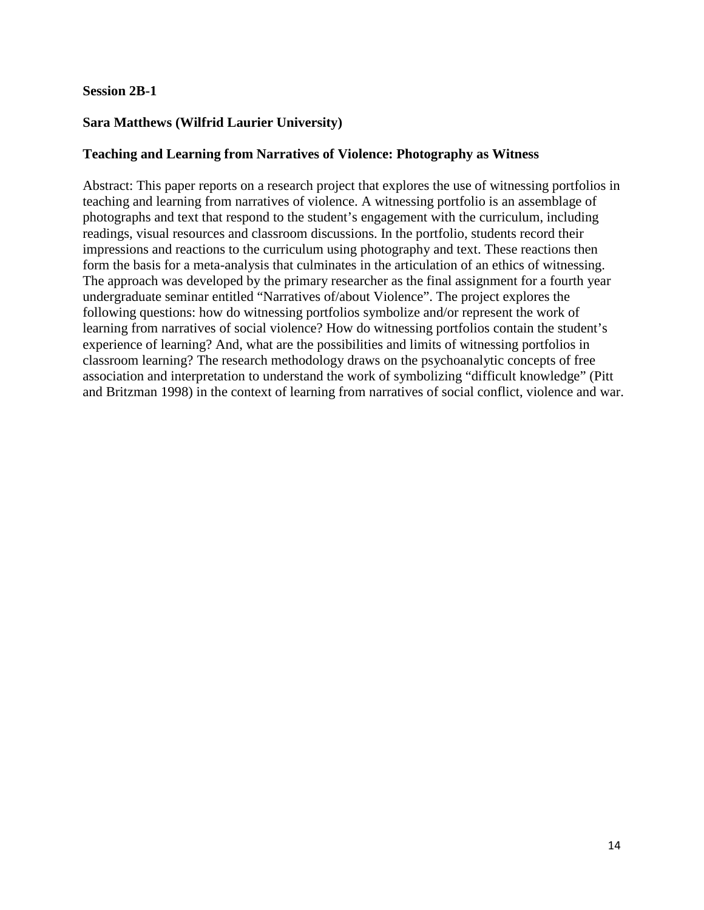**Session 2B-1**

**Sara Matthews (Wilfrid Laurier University)**

**Teaching and Learning from Narratives of Violence: Photography as Witness**

Abstract: This paper reports on a research project that explores the use of witnessing portfolios in teaching and learning from narratives of violence. A witnessing portfolio is an assemblage of photographs and text that respond to the student's engagement with the curriculum, including readings, visual resources and classroom discussions. In the portfolio, students record their impressions and reactions to the curriculum using photography and text. These reactions then form the basis for a meta-analysis that culminates in the articulation of an ethics of witnessing. The approach was developed by the primary researcher as the final assignment for a fourth year undergraduate seminar entitled "Narratives of/about Violence". The project explores the following questions: how do witnessing portfolios symbolize and/or represent the work of learning from narratives of social violence? How do witnessing portfolios contain the student's experience of learning? And, what are the possibilities and limits of witnessing portfolios in classroom learning? The research methodology draws on the psychoanalytic concepts of free association and interpretation to understand the work of symbolizing "difficult knowledge" (Pitt and Britzman 1998) in the context of learning from narratives of social conflict, violence and war.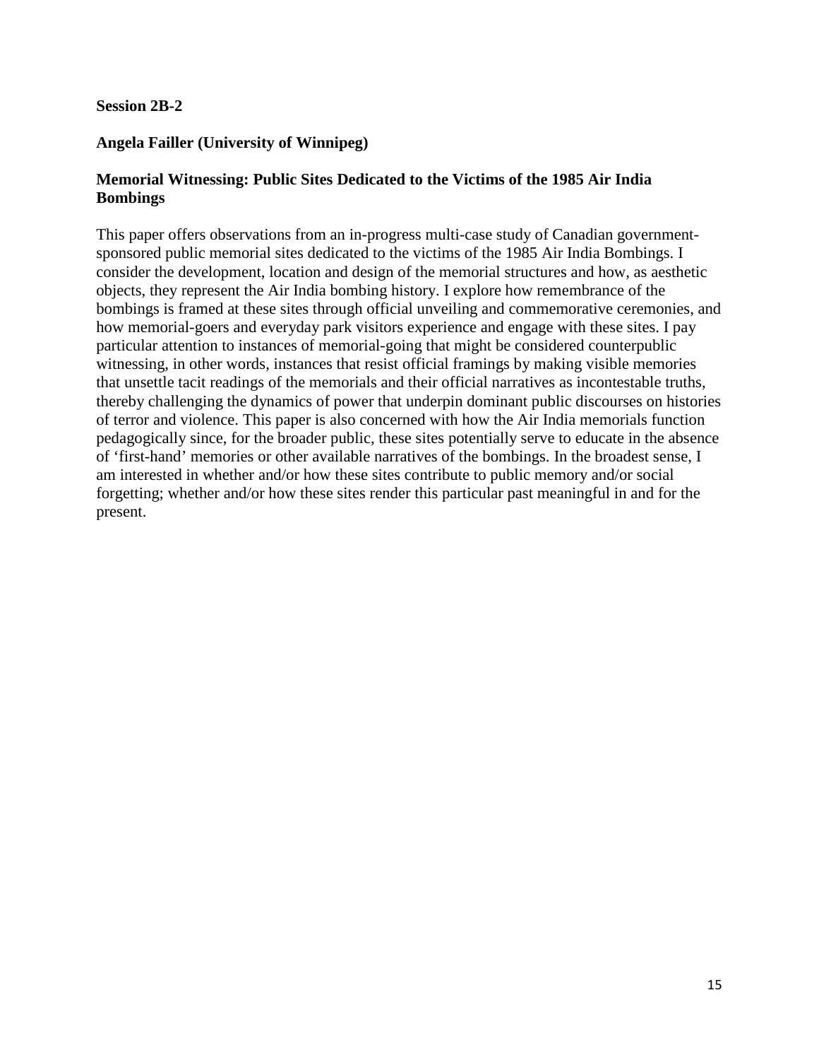**Session 2B-2**

**Angela Failler (University of Winnipeg)**

**Memorial Witnessing: Public Sites Dedicated to the Victims of the 1985 Air India Bombings**

This paper offers observations from an in-progress multi-case study of Canadian government-sponsored public memorial sites dedicated to the victims of the 1985 Air India Bombings. I consider the development, location and design of the memorial structures and how, as aesthetic objects, they represent the Air India bombing history. I explore how remembrance of the bombings is framed at these sites through official unveiling and commemorative ceremonies, and how memorial-goers and everyday park visitors experience and engage with these sites. I pay particular attention to instances of memorial-going that might be considered counterpublic witnessing, in other words, instances that resist official framings by making visible memories that unsettle tacit readings of the memorials and their official narratives as incontestable truths, thereby challenging the dynamics of power that underpin dominant public discourses on histories of terror and violence. This paper is also concerned with how the Air India memorials function pedagogically since, for the broader public, these sites potentially serve to educate in the absence of 'first-hand' memories or other available narratives of the bombings. In the broadest sense, I am interested in whether and/or how these sites contribute to public memory and/or social forgetting; whether and/or how these sites render this particular past meaningful in and for the present.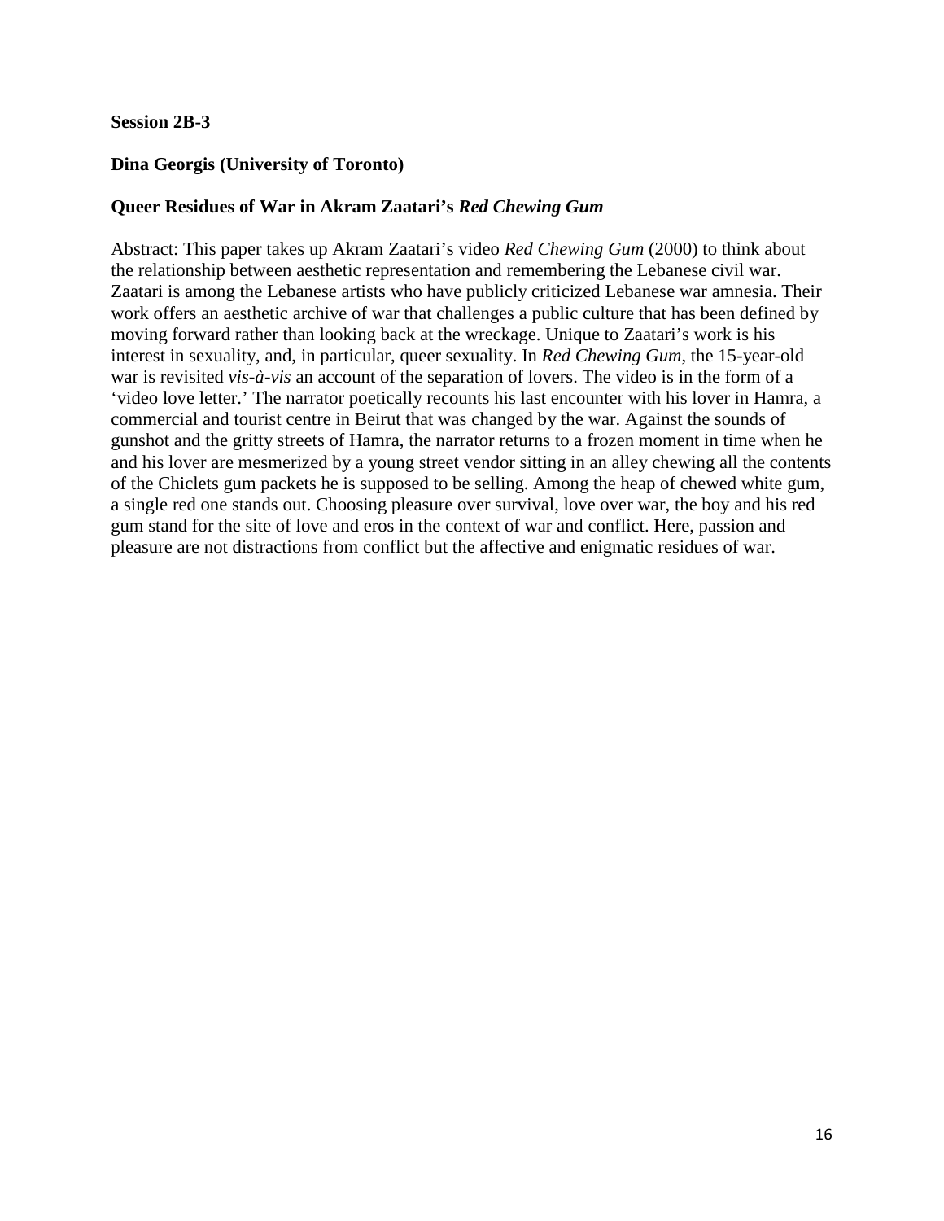**Session 2B-3**

**Dina Georgis (University of Toronto)**

**Queer Residues of War in Akram Zaatari's *Red Chewing Gum***

Abstract: This paper takes up Akram Zaatari's video *Red Chewing Gum* (2000) to think about the relationship between aesthetic representation and remembering the Lebanese civil war. Zaatari is among the Lebanese artists who have publicly criticized Lebanese war amnesia. Their work offers an aesthetic archive of war that challenges a public culture that has been defined by moving forward rather than looking back at the wreckage. Unique to Zaatari's work is his interest in sexuality, and, in particular, queer sexuality. In *Red Chewing Gum*, the 15-year-old war is revisited *vis-à-vis* an account of the separation of lovers. The video is in the form of a 'video love letter.' The narrator poetically recounts his last encounter with his lover in Hamra, a commercial and tourist centre in Beirut that was changed by the war. Against the sounds of gunshot and the gritty streets of Hamra, the narrator returns to a frozen moment in time when he and his lover are mesmerized by a young street vendor sitting in an alley chewing all the contents of the Chiclets gum packets he is supposed to be selling. Among the heap of chewed white gum, a single red one stands out. Choosing pleasure over survival, love over war, the boy and his red gum stand for the site of love and eros in the context of war and conflict. Here, passion and pleasure are not distractions from conflict but the affective and enigmatic residues of war.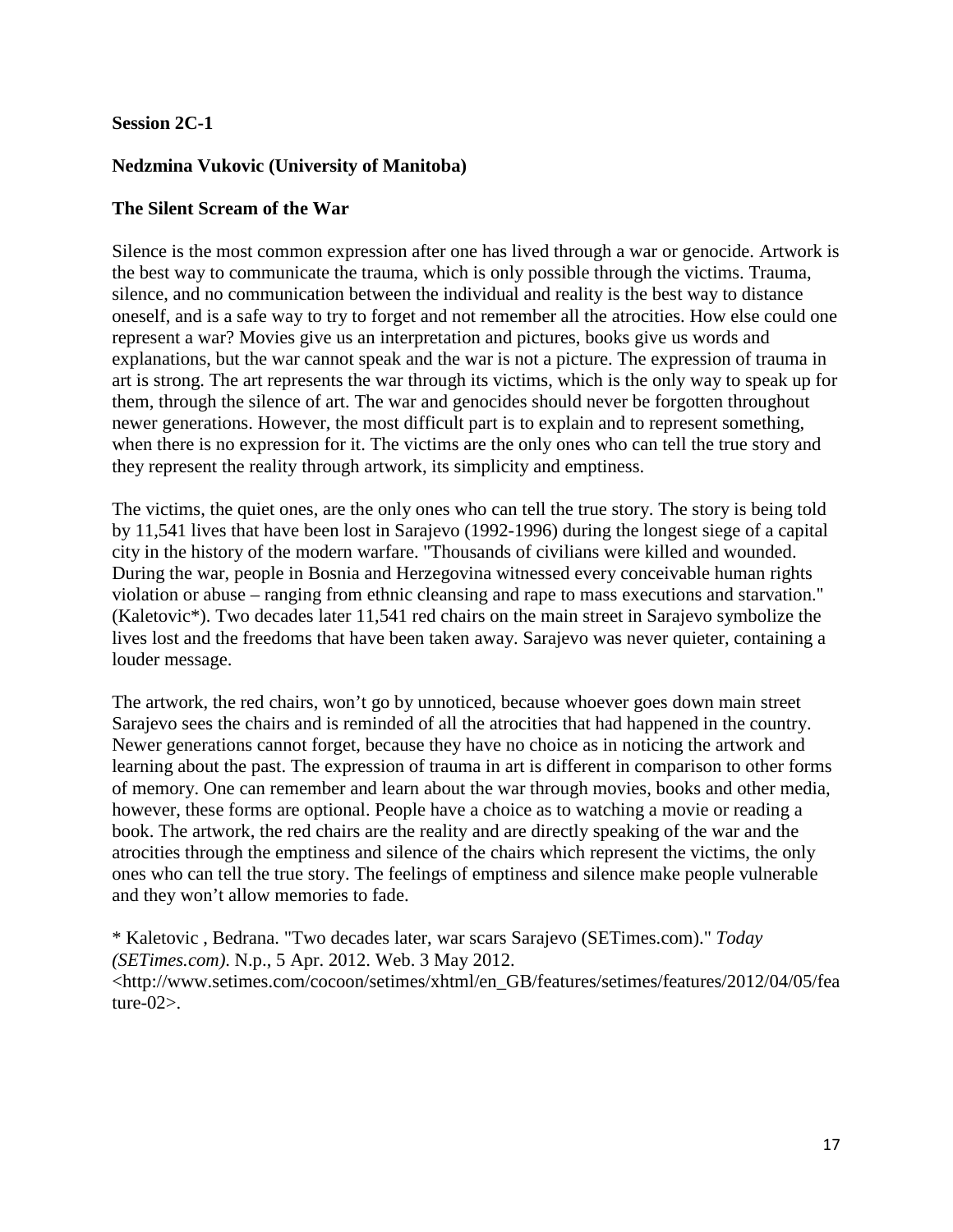**Session 2C-1**

**Nedzmina Vukovic (University of Manitoba)**

**The Silent Scream of the War**

Silence is the most common expression after one has lived through a war or genocide. Artwork is the best way to communicate the trauma, which is only possible through the victims. Trauma, silence, and no communication between the individual and reality is the best way to distance oneself, and is a safe way to try to forget and not remember all the atrocities. How else could one represent a war? Movies give us an interpretation and pictures, books give us words and explanations, but the war cannot speak and the war is not a picture. The expression of trauma in art is strong. The art represents the war through its victims, which is the only way to speak up for them, through the silence of art. The war and genocides should never be forgotten throughout newer generations. However, the most difficult part is to explain and to represent something, when there is no expression for it. The victims are the only ones who can tell the true story and they represent the reality through artwork, its simplicity and emptiness.

The victims, the quiet ones, are the only ones who can tell the true story. The story is being told by 11,541 lives that have been lost in Sarajevo (1992-1996) during the longest siege of a capital city in the history of the modern warfare. "Thousands of civilians were killed and wounded. During the war, people in Bosnia and Herzegovina witnessed every conceivable human rights violation or abuse – ranging from ethnic cleansing and rape to mass executions and starvation." (Kaletovic*). Two decades later 11,541 red chairs on the main street in Sarajevo symbolize the lives lost and the freedoms that have been taken away. Sarajevo was never quieter, containing a louder message.

The artwork, the red chairs, won't go by unnoticed, because whoever goes down main street Sarajevo sees the chairs and is reminded of all the atrocities that had happened in the country. Newer generations cannot forget, because they have no choice as in noticing the artwork and learning about the past. The expression of trauma in art is different in comparison to other forms of memory. One can remember and learn about the war through movies, books and other media, however, these forms are optional. People have a choice as to watching a movie or reading a book. The artwork, the red chairs are the reality and are directly speaking of the war and the atrocities through the emptiness and silence of the chairs which represent the victims, the only ones who can tell the true story. The feelings of emptiness and silence make people vulnerable and they won't allow memories to fade.

* Kaletovic , Bedrana. "Two decades later, war scars Sarajevo (SETimes.com)." *Today (SETimes.com)*. N.p., 5 Apr. 2012. Web. 3 May 2012. <http://www.setimes.com/cocoon/setimes/xhtml/en_GB/features/setimes/features/2012/04/05/feature-02>.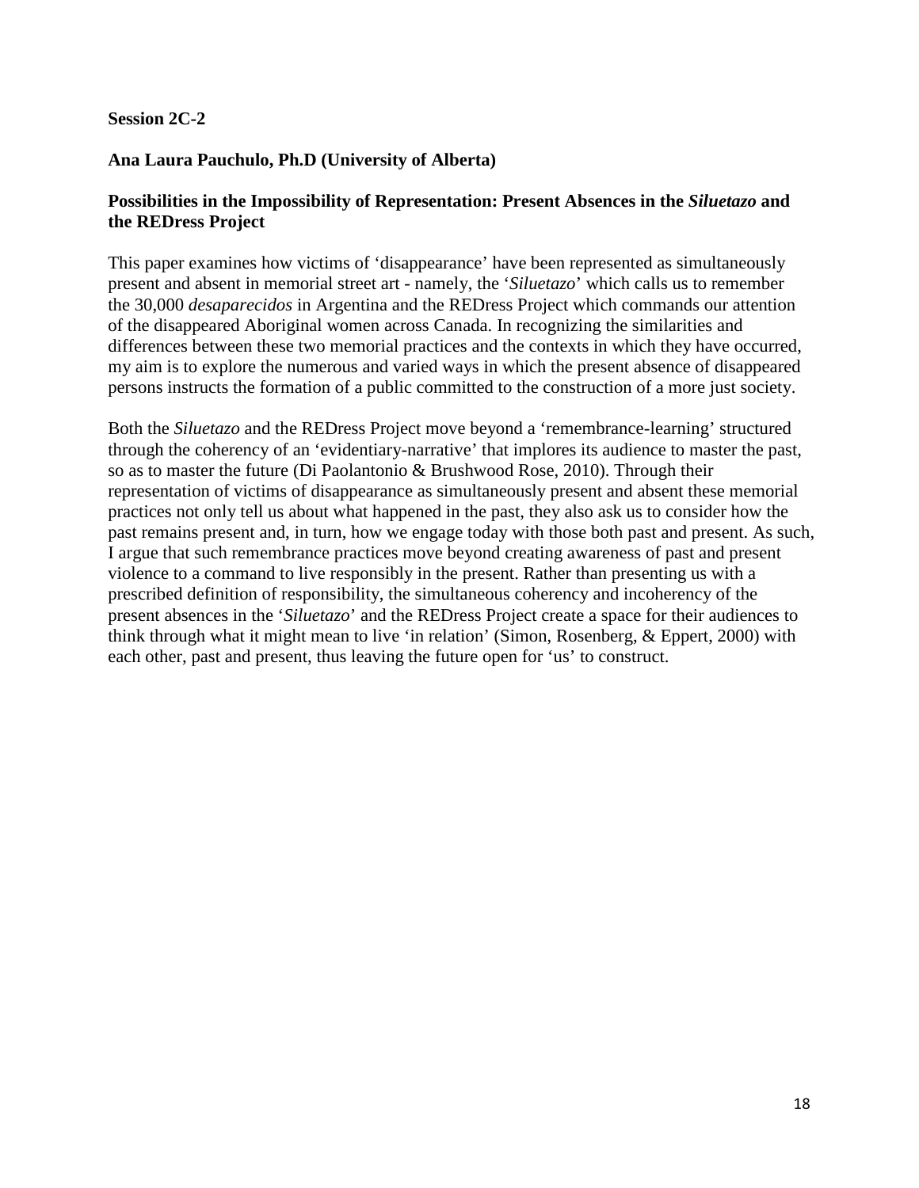**Session 2C-2**

**Ana Laura Pauchulo, Ph.D (University of Alberta)**

**Possibilities in the Impossibility of Representation: Present Absences in the *Siluetazo* and the REDress Project**

This paper examines how victims of 'disappearance' have been represented as simultaneously present and absent in memorial street art - namely, the '*Siluetazo*' which calls us to remember the 30,000 *desaparecidos* in Argentina and the REDress Project which commands our attention of the disappeared Aboriginal women across Canada. In recognizing the similarities and differences between these two memorial practices and the contexts in which they have occurred, my aim is to explore the numerous and varied ways in which the present absence of disappeared persons instructs the formation of a public committed to the construction of a more just society.

Both the *Siluetazo* and the REDress Project move beyond a 'remembrance-learning' structured through the coherency of an 'evidentiary-narrative' that implores its audience to master the past, so as to master the future (Di Paolantonio & Brushwood Rose, 2010). Through their representation of victims of disappearance as simultaneously present and absent these memorial practices not only tell us about what happened in the past, they also ask us to consider how the past remains present and, in turn, how we engage today with those both past and present. As such, I argue that such remembrance practices move beyond creating awareness of past and present violence to a command to live responsibly in the present. Rather than presenting us with a prescribed definition of responsibility, the simultaneous coherency and incoherency of the present absences in the '*Siluetazo*' and the REDress Project create a space for their audiences to think through what it might mean to live 'in relation' (Simon, Rosenberg, & Eppert, 2000) with each other, past and present, thus leaving the future open for 'us' to construct.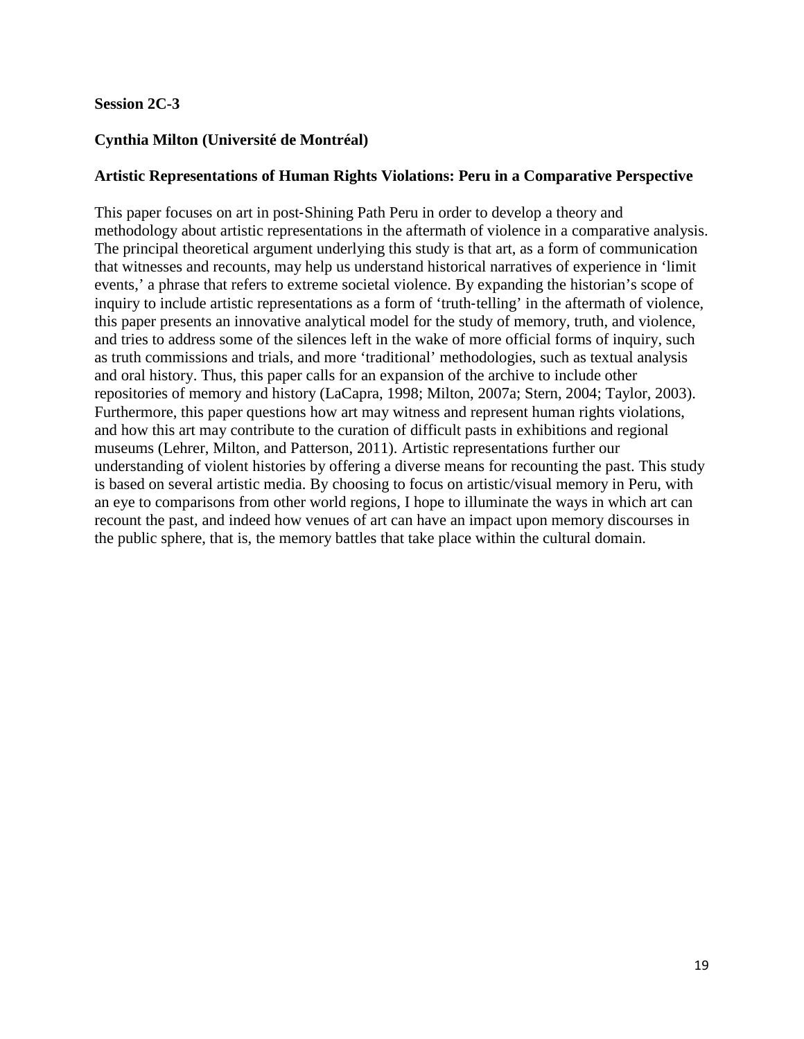**Session 2C-3**

**Cynthia Milton (Université de Montréal)**

**Artistic Representations of Human Rights Violations: Peru in a Comparative Perspective**

This paper focuses on art in post-Shining Path Peru in order to develop a theory and methodology about artistic representations in the aftermath of violence in a comparative analysis. The principal theoretical argument underlying this study is that art, as a form of communication that witnesses and recounts, may help us understand historical narratives of experience in 'limit events,' a phrase that refers to extreme societal violence. By expanding the historian's scope of inquiry to include artistic representations as a form of 'truth-telling' in the aftermath of violence, this paper presents an innovative analytical model for the study of memory, truth, and violence, and tries to address some of the silences left in the wake of more official forms of inquiry, such as truth commissions and trials, and more 'traditional' methodologies, such as textual analysis and oral history. Thus, this paper calls for an expansion of the archive to include other repositories of memory and history (LaCapra, 1998; Milton, 2007a; Stern, 2004; Taylor, 2003). Furthermore, this paper questions how art may witness and represent human rights violations, and how this art may contribute to the curation of difficult pasts in exhibitions and regional museums (Lehrer, Milton, and Patterson, 2011). Artistic representations further our understanding of violent histories by offering a diverse means for recounting the past. This study is based on several artistic media. By choosing to focus on artistic/visual memory in Peru, with an eye to comparisons from other world regions, I hope to illuminate the ways in which art can recount the past, and indeed how venues of art can have an impact upon memory discourses in the public sphere, that is, the memory battles that take place within the cultural domain.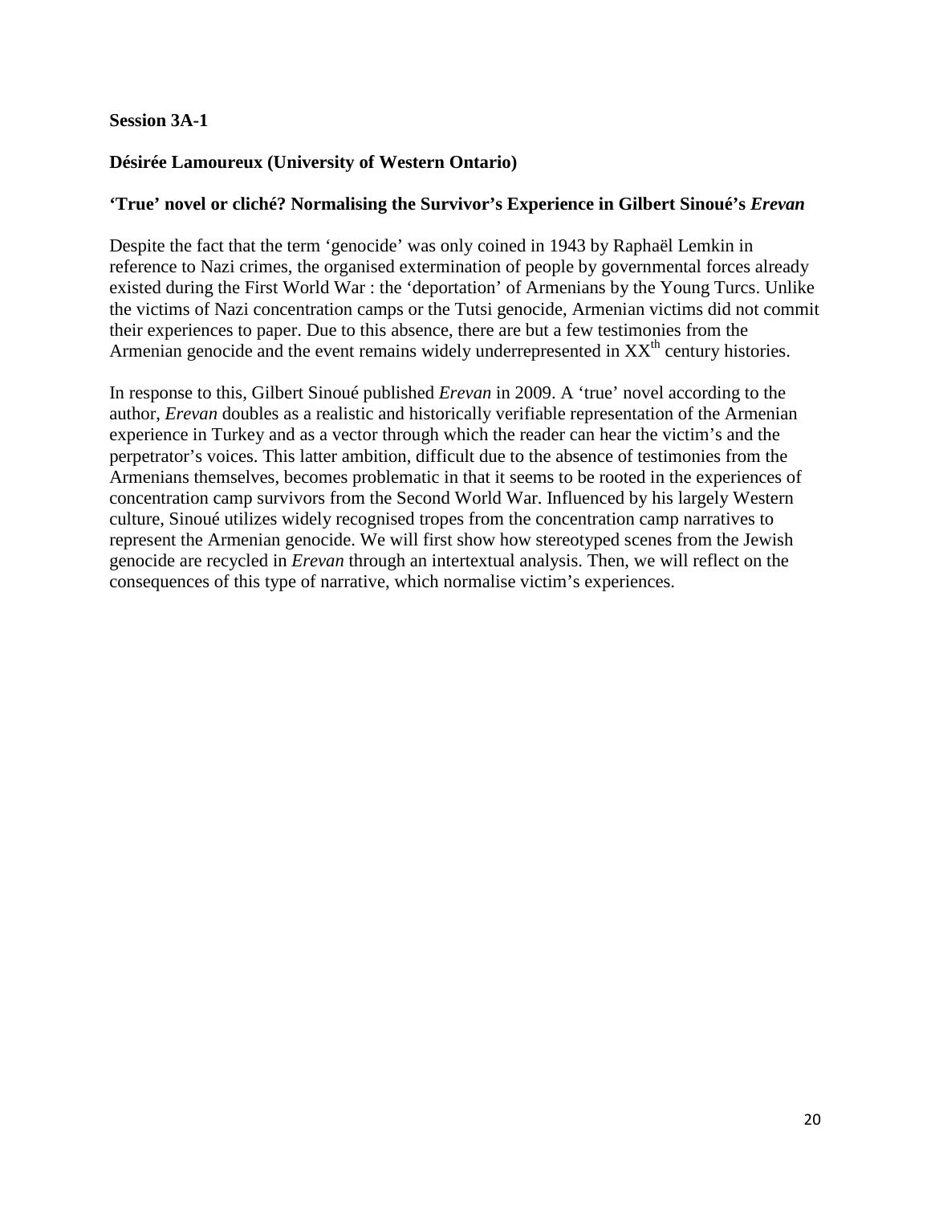**Session 3A-1**

**Désirée Lamoureux (University of Western Ontario)**

**'True' novel or cliché? Normalising the Survivor's Experience in Gilbert Sinoué's *Erevan***

Despite the fact that the term 'genocide' was only coined in 1943 by Raphaël Lemkin in reference to Nazi crimes, the organised extermination of people by governmental forces already existed during the First World War : the 'deportation' of Armenians by the Young Turcs. Unlike the victims of Nazi concentration camps or the Tutsi genocide, Armenian victims did not commit their experiences to paper. Due to this absence, there are but a few testimonies from the Armenian genocide and the event remains widely underrepresented in XX$^{th}$ century histories.

In response to this, Gilbert Sinoué published *Erevan* in 2009. A 'true' novel according to the author, *Erevan* doubles as a realistic and historically verifiable representation of the Armenian experience in Turkey and as a vector through which the reader can hear the victim's and the perpetrator's voices. This latter ambition, difficult due to the absence of testimonies from the Armenians themselves, becomes problematic in that it seems to be rooted in the experiences of concentration camp survivors from the Second World War. Influenced by his largely Western culture, Sinoué utilizes widely recognised tropes from the concentration camp narratives to represent the Armenian genocide. We will first show how stereotyped scenes from the Jewish genocide are recycled in *Erevan* through an intertextual analysis. Then, we will reflect on the consequences of this type of narrative, which normalise victim's experiences.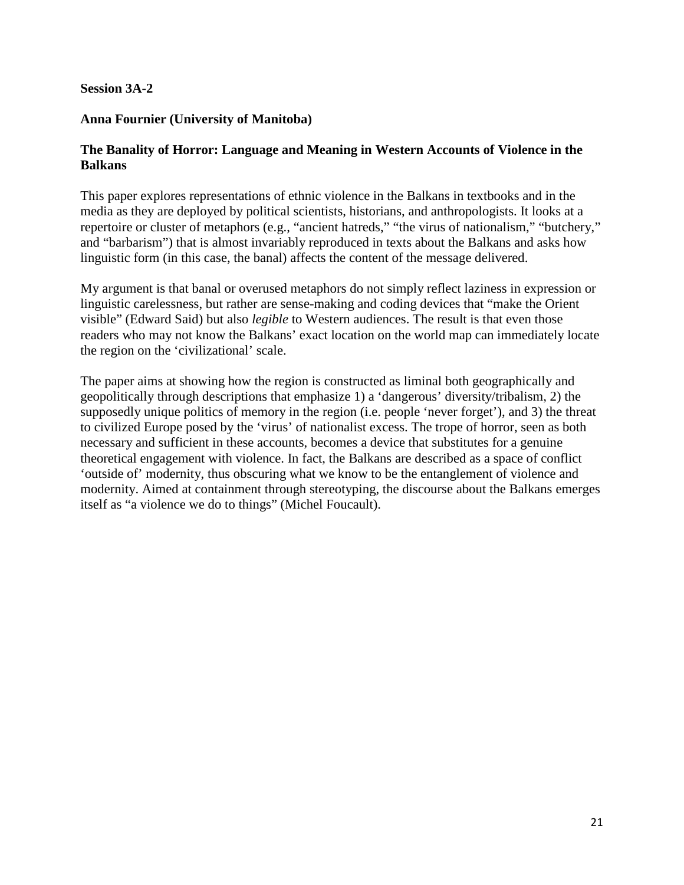**Session 3A-2**

**Anna Fournier (University of Manitoba)**

**The Banality of Horror: Language and Meaning in Western Accounts of Violence in the Balkans**

This paper explores representations of ethnic violence in the Balkans in textbooks and in the media as they are deployed by political scientists, historians, and anthropologists. It looks at a repertoire or cluster of metaphors (e.g., "ancient hatreds," "the virus of nationalism," "butchery," and "barbarism") that is almost invariably reproduced in texts about the Balkans and asks how linguistic form (in this case, the banal) affects the content of the message delivered.

My argument is that banal or overused metaphors do not simply reflect laziness in expression or linguistic carelessness, but rather are sense-making and coding devices that "make the Orient visible" (Edward Said) but also *legible* to Western audiences. The result is that even those readers who may not know the Balkans' exact location on the world map can immediately locate the region on the 'civilizational' scale.

The paper aims at showing how the region is constructed as liminal both geographically and geopolitically through descriptions that emphasize 1) a 'dangerous' diversity/tribalism, 2) the supposedly unique politics of memory in the region (i.e. people 'never forget'), and 3) the threat to civilized Europe posed by the 'virus' of nationalist excess. The trope of horror, seen as both necessary and sufficient in these accounts, becomes a device that substitutes for a genuine theoretical engagement with violence. In fact, the Balkans are described as a space of conflict 'outside of' modernity, thus obscuring what we know to be the entanglement of violence and modernity. Aimed at containment through stereotyping, the discourse about the Balkans emerges itself as "a violence we do to things" (Michel Foucault).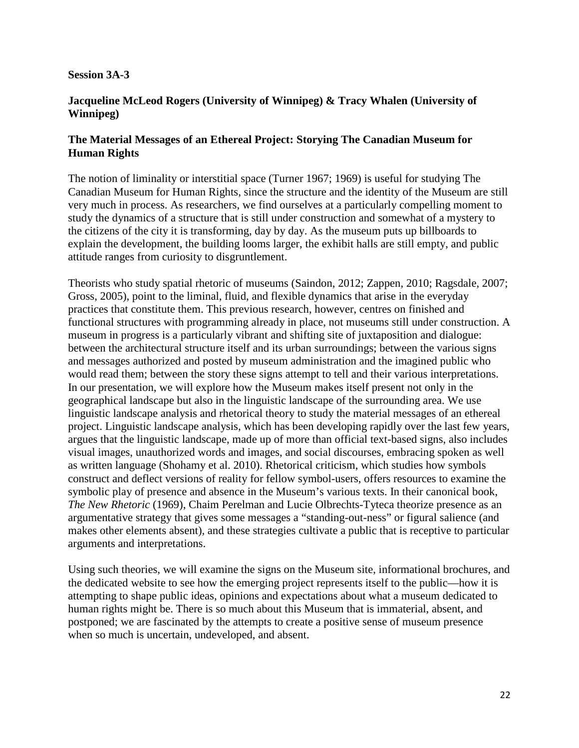**Session 3A-3**

**Jacqueline McLeod Rogers (University of Winnipeg) & Tracy Whalen (University of Winnipeg)**

## The Material Messages of an Ethereal Project: Storying The Canadian Museum for Human Rights

The notion of liminality or interstitial space (Turner 1967; 1969) is useful for studying The Canadian Museum for Human Rights, since the structure and the identity of the Museum are still very much in process. As researchers, we find ourselves at a particularly compelling moment to study the dynamics of a structure that is still under construction and somewhat of a mystery to the citizens of the city it is transforming, day by day. As the museum puts up billboards to explain the development, the building looms larger, the exhibit halls are still empty, and public attitude ranges from curiosity to disgruntlement.

Theorists who study spatial rhetoric of museums (Saindon, 2012; Zappen, 2010; Ragsdale, 2007; Gross, 2005), point to the liminal, fluid, and flexible dynamics that arise in the everyday practices that constitute them. This previous research, however, centres on finished and functional structures with programming already in place, not museums still under construction. A museum in progress is a particularly vibrant and shifting site of juxtaposition and dialogue: between the architectural structure itself and its urban surroundings; between the various signs and messages authorized and posted by museum administration and the imagined public who would read them; between the story these signs attempt to tell and their various interpretations. In our presentation, we will explore how the Museum makes itself present not only in the geographical landscape but also in the linguistic landscape of the surrounding area. We use linguistic landscape analysis and rhetorical theory to study the material messages of an ethereal project. Linguistic landscape analysis, which has been developing rapidly over the last few years, argues that the linguistic landscape, made up of more than official text-based signs, also includes visual images, unauthorized words and images, and social discourses, embracing spoken as well as written language (Shohamy et al. 2010). Rhetorical criticism, which studies how symbols construct and deflect versions of reality for fellow symbol-users, offers resources to examine the symbolic play of presence and absence in the Museum's various texts. In their canonical book, *The New Rhetoric* (1969), Chaim Perelman and Lucie Olbrechts-Tyteca theorize presence as an argumentative strategy that gives some messages a "standing-out-ness" or figural salience (and makes other elements absent), and these strategies cultivate a public that is receptive to particular arguments and interpretations.

Using such theories, we will examine the signs on the Museum site, informational brochures, and the dedicated website to see how the emerging project represents itself to the public—how it is attempting to shape public ideas, opinions and expectations about what a museum dedicated to human rights might be. There is so much about this Museum that is immaterial, absent, and postponed; we are fascinated by the attempts to create a positive sense of museum presence when so much is uncertain, undeveloped, and absent.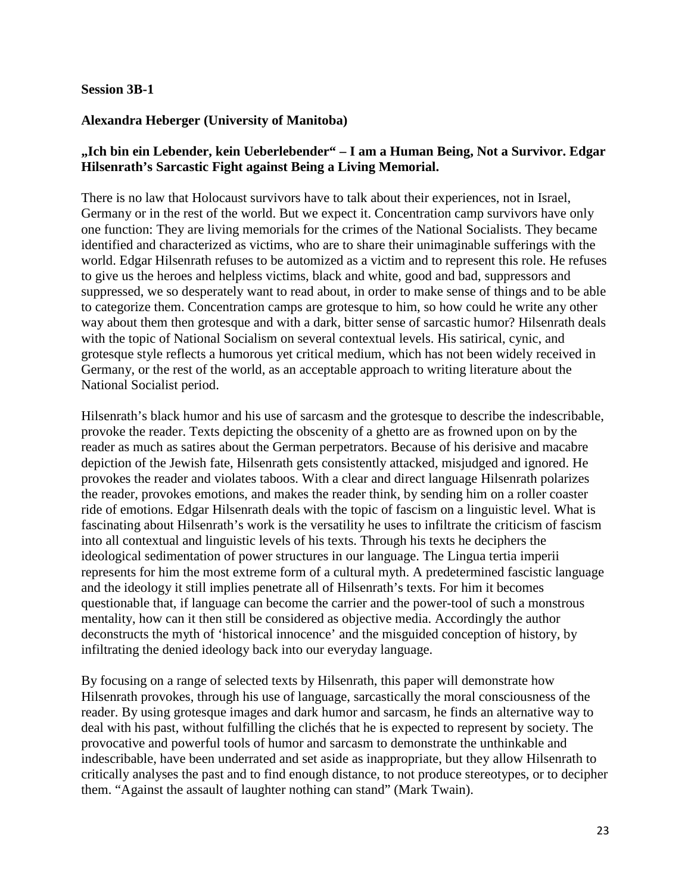**Session 3B-1**

**Alexandra Heberger (University of Manitoba)**

**„Ich bin ein Lebender, kein Ueberlebender" – I am a Human Being, Not a Survivor. Edgar Hilsenrath's Sarcastic Fight against Being a Living Memorial.**

There is no law that Holocaust survivors have to talk about their experiences, not in Israel, Germany or in the rest of the world. But we expect it. Concentration camp survivors have only one function: They are living memorials for the crimes of the National Socialists. They became identified and characterized as victims, who are to share their unimaginable sufferings with the world. Edgar Hilsenrath refuses to be automized as a victim and to represent this role. He refuses to give us the heroes and helpless victims, black and white, good and bad, suppressors and suppressed, we so desperately want to read about, in order to make sense of things and to be able to categorize them. Concentration camps are grotesque to him, so how could he write any other way about them then grotesque and with a dark, bitter sense of sarcastic humor? Hilsenrath deals with the topic of National Socialism on several contextual levels. His satirical, cynic, and grotesque style reflects a humorous yet critical medium, which has not been widely received in Germany, or the rest of the world, as an acceptable approach to writing literature about the National Socialist period.

Hilsenrath's black humor and his use of sarcasm and the grotesque to describe the indescribable, provoke the reader. Texts depicting the obscenity of a ghetto are as frowned upon on by the reader as much as satires about the German perpetrators. Because of his derisive and macabre depiction of the Jewish fate, Hilsenrath gets consistently attacked, misjudged and ignored. He provokes the reader and violates taboos. With a clear and direct language Hilsenrath polarizes the reader, provokes emotions, and makes the reader think, by sending him on a roller coaster ride of emotions. Edgar Hilsenrath deals with the topic of fascism on a linguistic level. What is fascinating about Hilsenrath's work is the versatility he uses to infiltrate the criticism of fascism into all contextual and linguistic levels of his texts. Through his texts he deciphers the ideological sedimentation of power structures in our language. The Lingua tertia imperii represents for him the most extreme form of a cultural myth. A predetermined fascistic language and the ideology it still implies penetrate all of Hilsenrath's texts. For him it becomes questionable that, if language can become the carrier and the power-tool of such a monstrous mentality, how can it then still be considered as objective media. Accordingly the author deconstructs the myth of 'historical innocence' and the misguided conception of history, by infiltrating the denied ideology back into our everyday language.

By focusing on a range of selected texts by Hilsenrath, this paper will demonstrate how Hilsenrath provokes, through his use of language, sarcastically the moral consciousness of the reader. By using grotesque images and dark humor and sarcasm, he finds an alternative way to deal with his past, without fulfilling the clichés that he is expected to represent by society. The provocative and powerful tools of humor and sarcasm to demonstrate the unthinkable and indescribable, have been underrated and set aside as inappropriate, but they allow Hilsenrath to critically analyses the past and to find enough distance, to not produce stereotypes, or to decipher them. "Against the assault of laughter nothing can stand" (Mark Twain).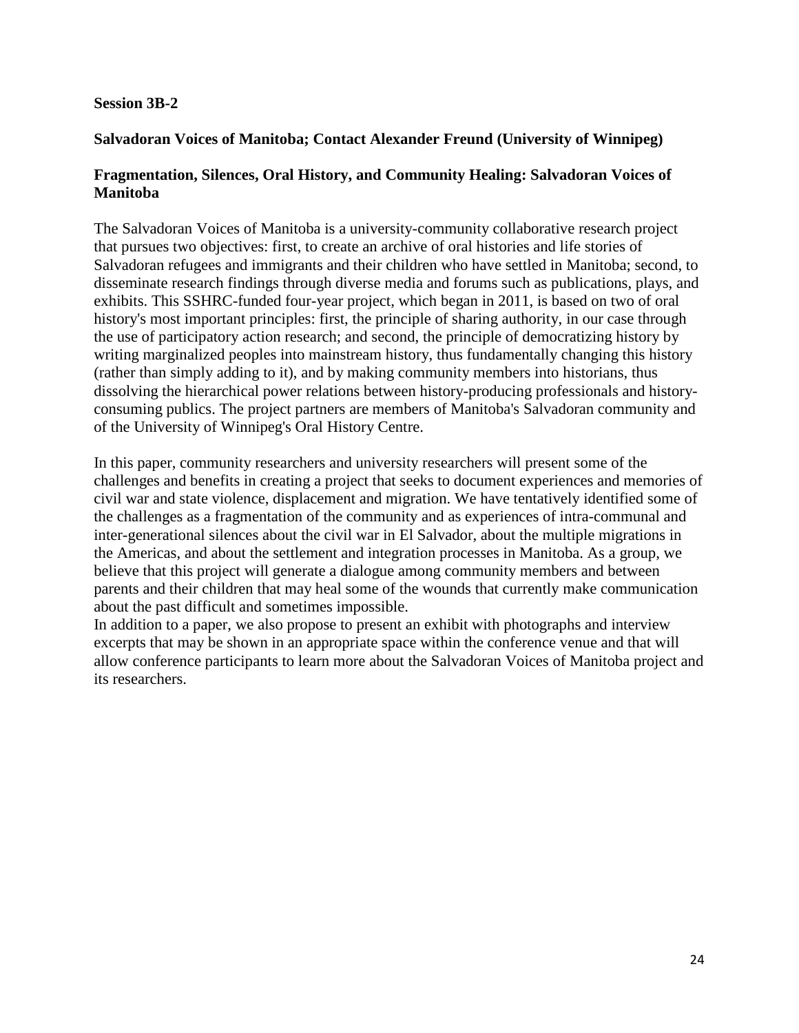**Session 3B-2**

**Salvadoran Voices of Manitoba; Contact Alexander Freund (University of Winnipeg)**

**Fragmentation, Silences, Oral History, and Community Healing: Salvadoran Voices of Manitoba**

The Salvadoran Voices of Manitoba is a university-community collaborative research project that pursues two objectives: first, to create an archive of oral histories and life stories of Salvadoran refugees and immigrants and their children who have settled in Manitoba; second, to disseminate research findings through diverse media and forums such as publications, plays, and exhibits. This SSHRC-funded four-year project, which began in 2011, is based on two of oral history's most important principles: first, the principle of sharing authority, in our case through the use of participatory action research; and second, the principle of democratizing history by writing marginalized peoples into mainstream history, thus fundamentally changing this history (rather than simply adding to it), and by making community members into historians, thus dissolving the hierarchical power relations between history-producing professionals and history-consuming publics. The project partners are members of Manitoba's Salvadoran community and of the University of Winnipeg's Oral History Centre.

In this paper, community researchers and university researchers will present some of the challenges and benefits in creating a project that seeks to document experiences and memories of civil war and state violence, displacement and migration. We have tentatively identified some of the challenges as a fragmentation of the community and as experiences of intra-communal and inter-generational silences about the civil war in El Salvador, about the multiple migrations in the Americas, and about the settlement and integration processes in Manitoba. As a group, we believe that this project will generate a dialogue among community members and between parents and their children that may heal some of the wounds that currently make communication about the past difficult and sometimes impossible.

In addition to a paper, we also propose to present an exhibit with photographs and interview excerpts that may be shown in an appropriate space within the conference venue and that will allow conference participants to learn more about the Salvadoran Voices of Manitoba project and its researchers.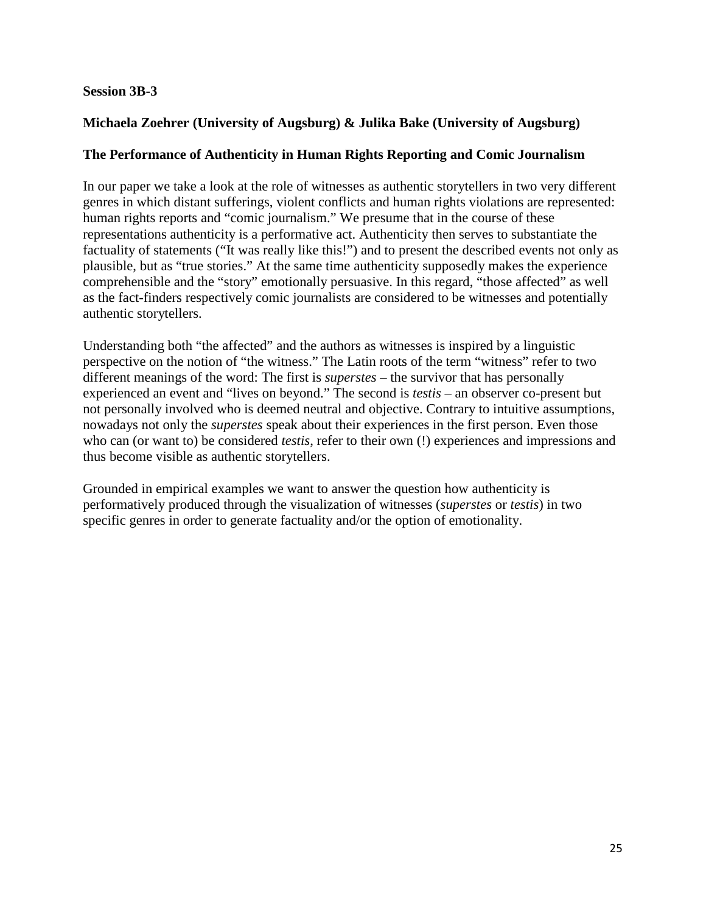**Session 3B-3**

**Michaela Zoehrer (University of Augsburg) & Julika Bake (University of Augsburg)**

**The Performance of Authenticity in Human Rights Reporting and Comic Journalism**

In our paper we take a look at the role of witnesses as authentic storytellers in two very different genres in which distant sufferings, violent conflicts and human rights violations are represented: human rights reports and "comic journalism." We presume that in the course of these representations authenticity is a performative act. Authenticity then serves to substantiate the factuality of statements ("It was really like this!") and to present the described events not only as plausible, but as "true stories." At the same time authenticity supposedly makes the experience comprehensible and the "story" emotionally persuasive. In this regard, "those affected" as well as the fact-finders respectively comic journalists are considered to be witnesses and potentially authentic storytellers.

Understanding both "the affected" and the authors as witnesses is inspired by a linguistic perspective on the notion of "the witness." The Latin roots of the term "witness" refer to two different meanings of the word: The first is *superstes* – the survivor that has personally experienced an event and "lives on beyond." The second is *testis* – an observer co-present but not personally involved who is deemed neutral and objective. Contrary to intuitive assumptions, nowadays not only the *superstes* speak about their experiences in the first person. Even those who can (or want to) be considered *testis*, refer to their own (!) experiences and impressions and thus become visible as authentic storytellers.

Grounded in empirical examples we want to answer the question how authenticity is performatively produced through the visualization of witnesses (*superstes* or *testis*) in two specific genres in order to generate factuality and/or the option of emotionality.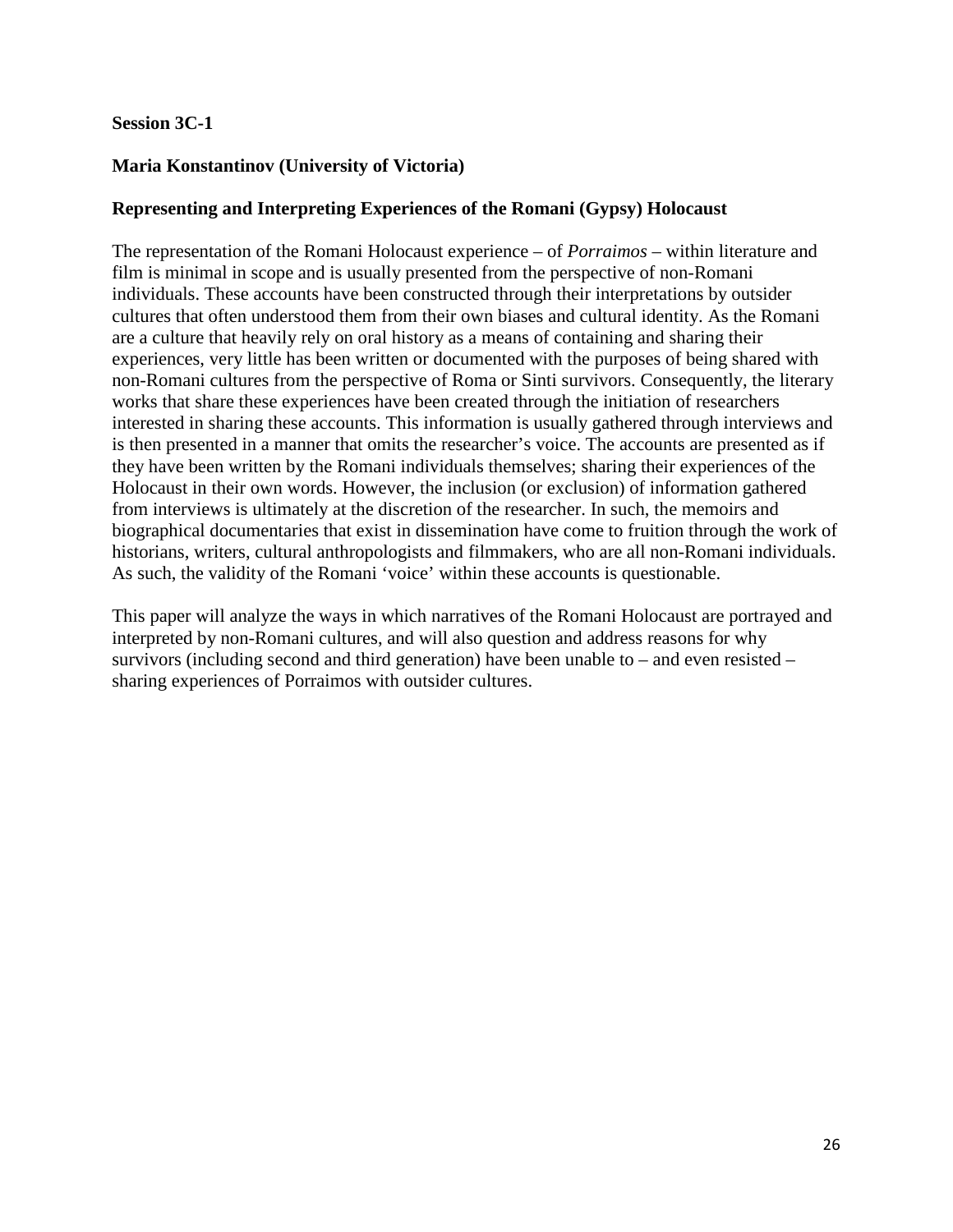**Session 3C-1**

**Maria Konstantinov (University of Victoria)**

**Representing and Interpreting Experiences of the Romani (Gypsy) Holocaust**

The representation of the Romani Holocaust experience – of *Porraimos* – within literature and film is minimal in scope and is usually presented from the perspective of non-Romani individuals. These accounts have been constructed through their interpretations by outsider cultures that often understood them from their own biases and cultural identity. As the Romani are a culture that heavily rely on oral history as a means of containing and sharing their experiences, very little has been written or documented with the purposes of being shared with non-Romani cultures from the perspective of Roma or Sinti survivors. Consequently, the literary works that share these experiences have been created through the initiation of researchers interested in sharing these accounts. This information is usually gathered through interviews and is then presented in a manner that omits the researcher's voice. The accounts are presented as if they have been written by the Romani individuals themselves; sharing their experiences of the Holocaust in their own words. However, the inclusion (or exclusion) of information gathered from interviews is ultimately at the discretion of the researcher. In such, the memoirs and biographical documentaries that exist in dissemination have come to fruition through the work of historians, writers, cultural anthropologists and filmmakers, who are all non-Romani individuals. As such, the validity of the Romani 'voice' within these accounts is questionable.

This paper will analyze the ways in which narratives of the Romani Holocaust are portrayed and interpreted by non-Romani cultures, and will also question and address reasons for why survivors (including second and third generation) have been unable to – and even resisted – sharing experiences of Porraimos with outsider cultures.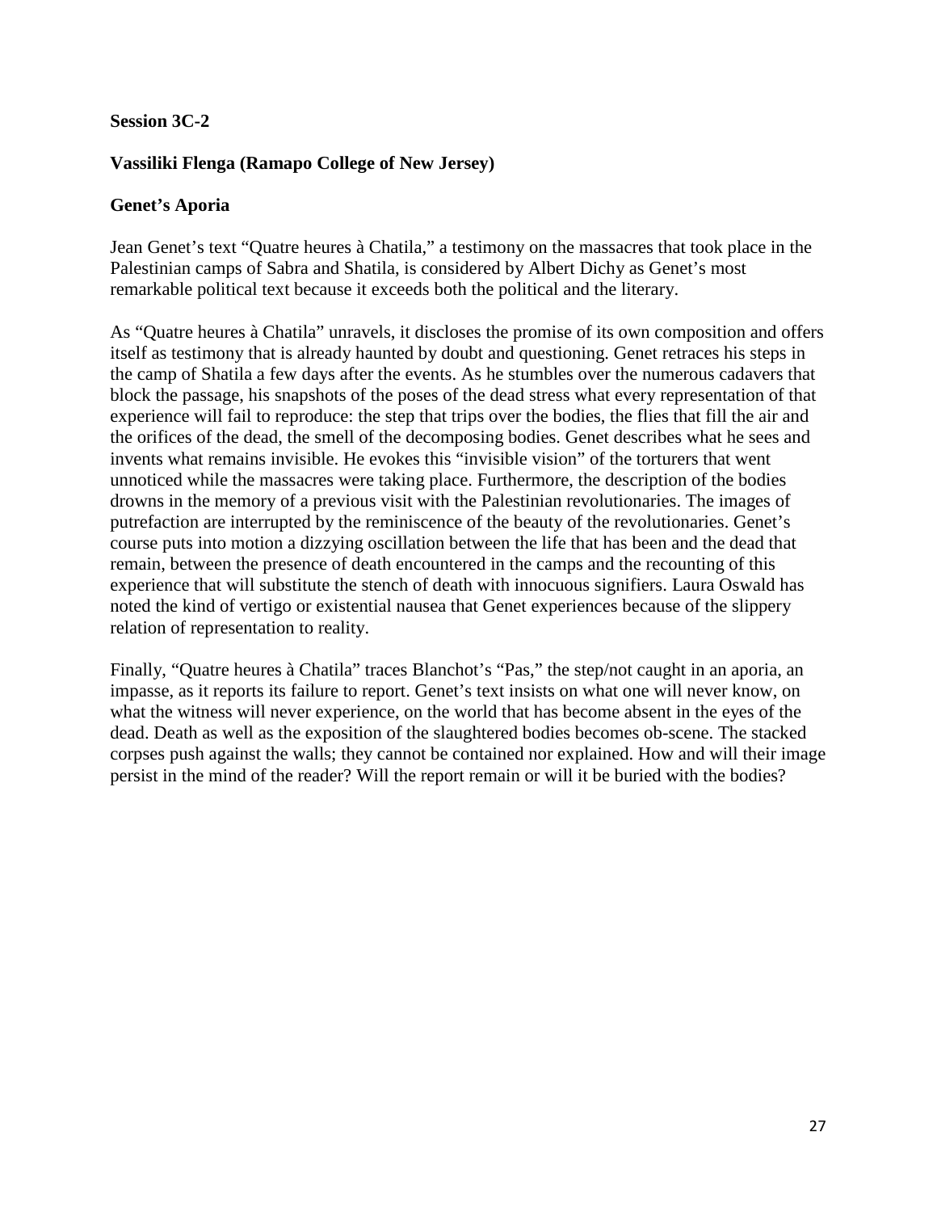**Session 3C-2**

**Vassiliki Flenga (Ramapo College of New Jersey)**

**Genet's Aporia**

Jean Genet's text "Quatre heures à Chatila," a testimony on the massacres that took place in the Palestinian camps of Sabra and Shatila, is considered by Albert Dichy as Genet's most remarkable political text because it exceeds both the political and the literary.

As "Quatre heures à Chatila" unravels, it discloses the promise of its own composition and offers itself as testimony that is already haunted by doubt and questioning. Genet retraces his steps in the camp of Shatila a few days after the events. As he stumbles over the numerous cadavers that block the passage, his snapshots of the poses of the dead stress what every representation of that experience will fail to reproduce: the step that trips over the bodies, the flies that fill the air and the orifices of the dead, the smell of the decomposing bodies. Genet describes what he sees and invents what remains invisible. He evokes this "invisible vision" of the torturers that went unnoticed while the massacres were taking place. Furthermore, the description of the bodies drowns in the memory of a previous visit with the Palestinian revolutionaries. The images of putrefaction are interrupted by the reminiscence of the beauty of the revolutionaries. Genet's course puts into motion a dizzying oscillation between the life that has been and the dead that remain, between the presence of death encountered in the camps and the recounting of this experience that will substitute the stench of death with innocuous signifiers. Laura Oswald has noted the kind of vertigo or existential nausea that Genet experiences because of the slippery relation of representation to reality.

Finally, "Quatre heures à Chatila" traces Blanchot's "Pas," the step/not caught in an aporia, an impasse, as it reports its failure to report. Genet's text insists on what one will never know, on what the witness will never experience, on the world that has become absent in the eyes of the dead. Death as well as the exposition of the slaughtered bodies becomes ob-scene. The stacked corpses push against the walls; they cannot be contained nor explained. How and will their image persist in the mind of the reader? Will the report remain or will it be buried with the bodies?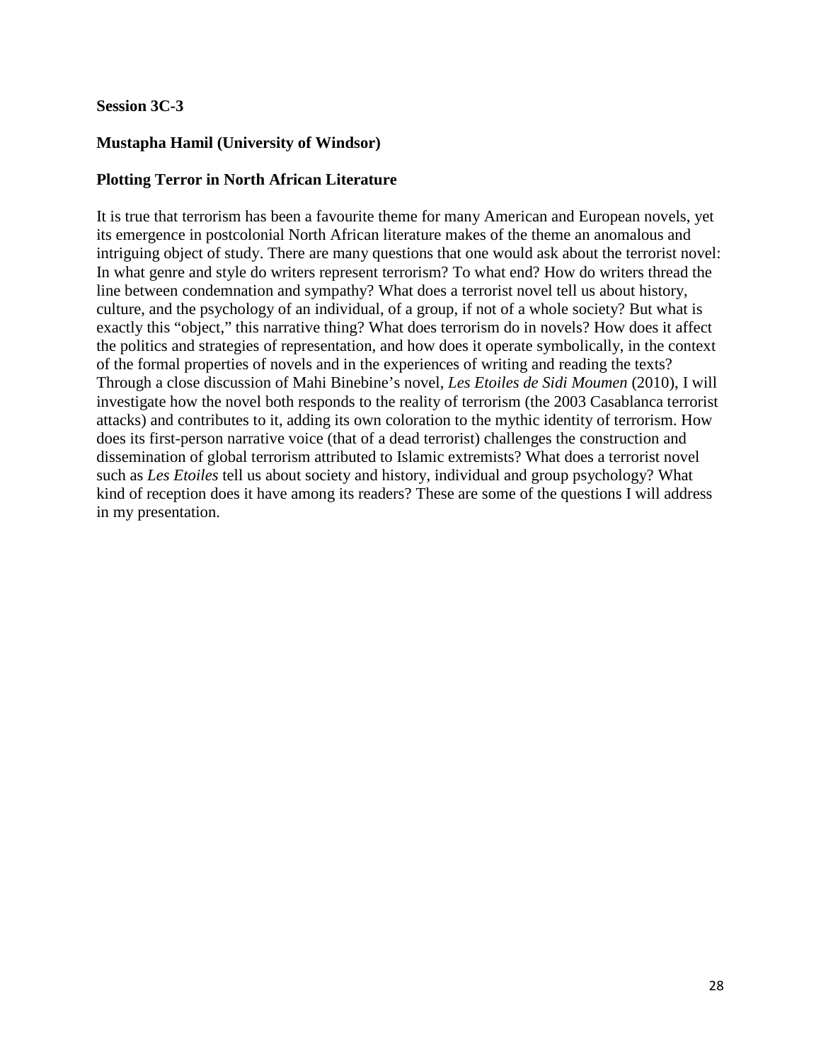**Session 3C-3**

**Mustapha Hamil (University of Windsor)**

**Plotting Terror in North African Literature**

It is true that terrorism has been a favourite theme for many American and European novels, yet its emergence in postcolonial North African literature makes of the theme an anomalous and intriguing object of study. There are many questions that one would ask about the terrorist novel: In what genre and style do writers represent terrorism? To what end? How do writers thread the line between condemnation and sympathy? What does a terrorist novel tell us about history, culture, and the psychology of an individual, of a group, if not of a whole society? But what is exactly this "object," this narrative thing? What does terrorism do in novels? How does it affect the politics and strategies of representation, and how does it operate symbolically, in the context of the formal properties of novels and in the experiences of writing and reading the texts? Through a close discussion of Mahi Binebine's novel, *Les Etoiles de Sidi Moumen* (2010), I will investigate how the novel both responds to the reality of terrorism (the 2003 Casablanca terrorist attacks) and contributes to it, adding its own coloration to the mythic identity of terrorism. How does its first-person narrative voice (that of a dead terrorist) challenges the construction and dissemination of global terrorism attributed to Islamic extremists? What does a terrorist novel such as *Les Etoiles* tell us about society and history, individual and group psychology? What kind of reception does it have among its readers? These are some of the questions I will address in my presentation.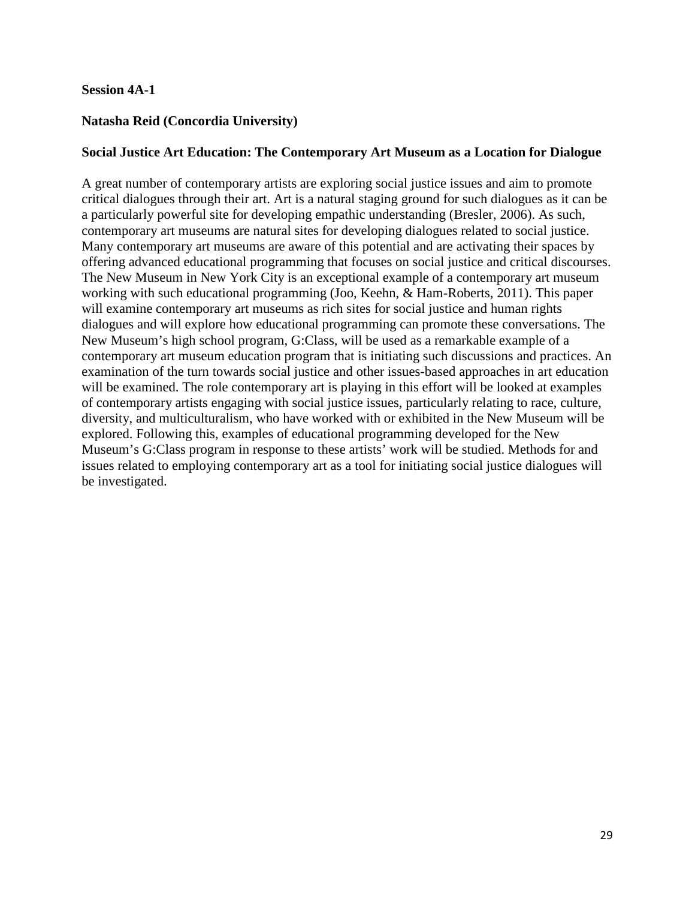**Session 4A-1**

**Natasha Reid (Concordia University)**

**Social Justice Art Education: The Contemporary Art Museum as a Location for Dialogue**

A great number of contemporary artists are exploring social justice issues and aim to promote critical dialogues through their art. Art is a natural staging ground for such dialogues as it can be a particularly powerful site for developing empathic understanding (Bresler, 2006). As such, contemporary art museums are natural sites for developing dialogues related to social justice. Many contemporary art museums are aware of this potential and are activating their spaces by offering advanced educational programming that focuses on social justice and critical discourses. The New Museum in New York City is an exceptional example of a contemporary art museum working with such educational programming (Joo, Keehn, & Ham-Roberts, 2011). This paper will examine contemporary art museums as rich sites for social justice and human rights dialogues and will explore how educational programming can promote these conversations. The New Museum's high school program, G:Class, will be used as a remarkable example of a contemporary art museum education program that is initiating such discussions and practices. An examination of the turn towards social justice and other issues-based approaches in art education will be examined. The role contemporary art is playing in this effort will be looked at examples of contemporary artists engaging with social justice issues, particularly relating to race, culture, diversity, and multiculturalism, who have worked with or exhibited in the New Museum will be explored. Following this, examples of educational programming developed for the New Museum's G:Class program in response to these artists' work will be studied. Methods for and issues related to employing contemporary art as a tool for initiating social justice dialogues will be investigated.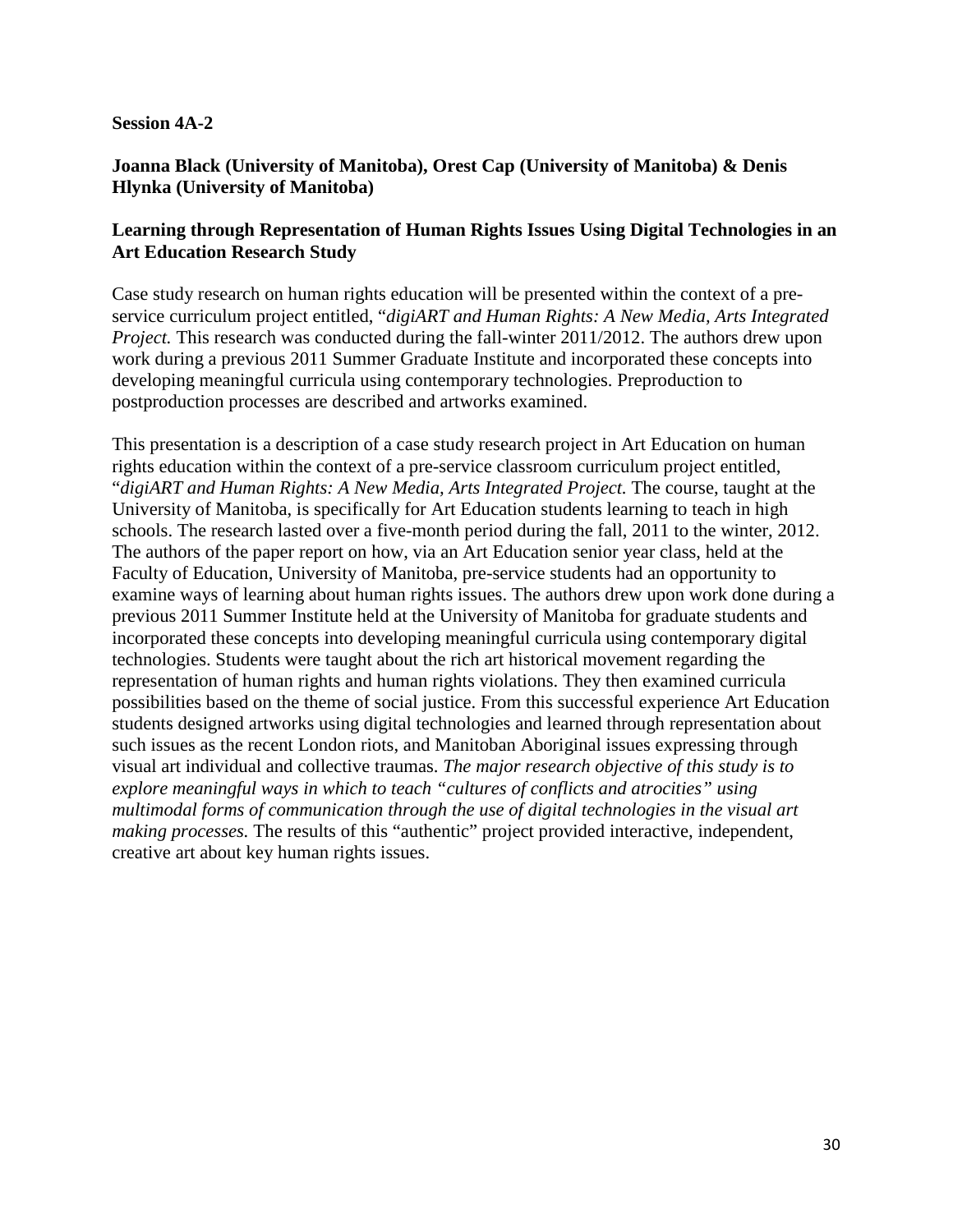**Session 4A-2**

**Joanna Black (University of Manitoba), Orest Cap (University of Manitoba) & Denis Hlynka (University of Manitoba)**

**Learning through Representation of Human Rights Issues Using Digital Technologies in an Art Education Research Study**

Case study research on human rights education will be presented within the context of a pre-service curriculum project entitled, "*digiART and Human Rights: A New Media, Arts Integrated Project.* This research was conducted during the fall-winter 2011/2012. The authors drew upon work during a previous 2011 Summer Graduate Institute and incorporated these concepts into developing meaningful curricula using contemporary technologies. Preproduction to postproduction processes are described and artworks examined.

This presentation is a description of a case study research project in Art Education on human rights education within the context of a pre-service classroom curriculum project entitled, "*digiART and Human Rights: A New Media, Arts Integrated Project.* The course, taught at the University of Manitoba, is specifically for Art Education students learning to teach in high schools. The research lasted over a five-month period during the fall, 2011 to the winter, 2012. The authors of the paper report on how, via an Art Education senior year class, held at the Faculty of Education, University of Manitoba, pre-service students had an opportunity to examine ways of learning about human rights issues. The authors drew upon work done during a previous 2011 Summer Institute held at the University of Manitoba for graduate students and incorporated these concepts into developing meaningful curricula using contemporary digital technologies. Students were taught about the rich art historical movement regarding the representation of human rights and human rights violations. They then examined curricula possibilities based on the theme of social justice. From this successful experience Art Education students designed artworks using digital technologies and learned through representation about such issues as the recent London riots, and Manitoban Aboriginal issues expressing through visual art individual and collective traumas. *The major research objective of this study is to explore meaningful ways in which to teach "cultures of conflicts and atrocities" using multimodal forms of communication through the use of digital technologies in the visual art making processes.* The results of this "authentic" project provided interactive, independent, creative art about key human rights issues.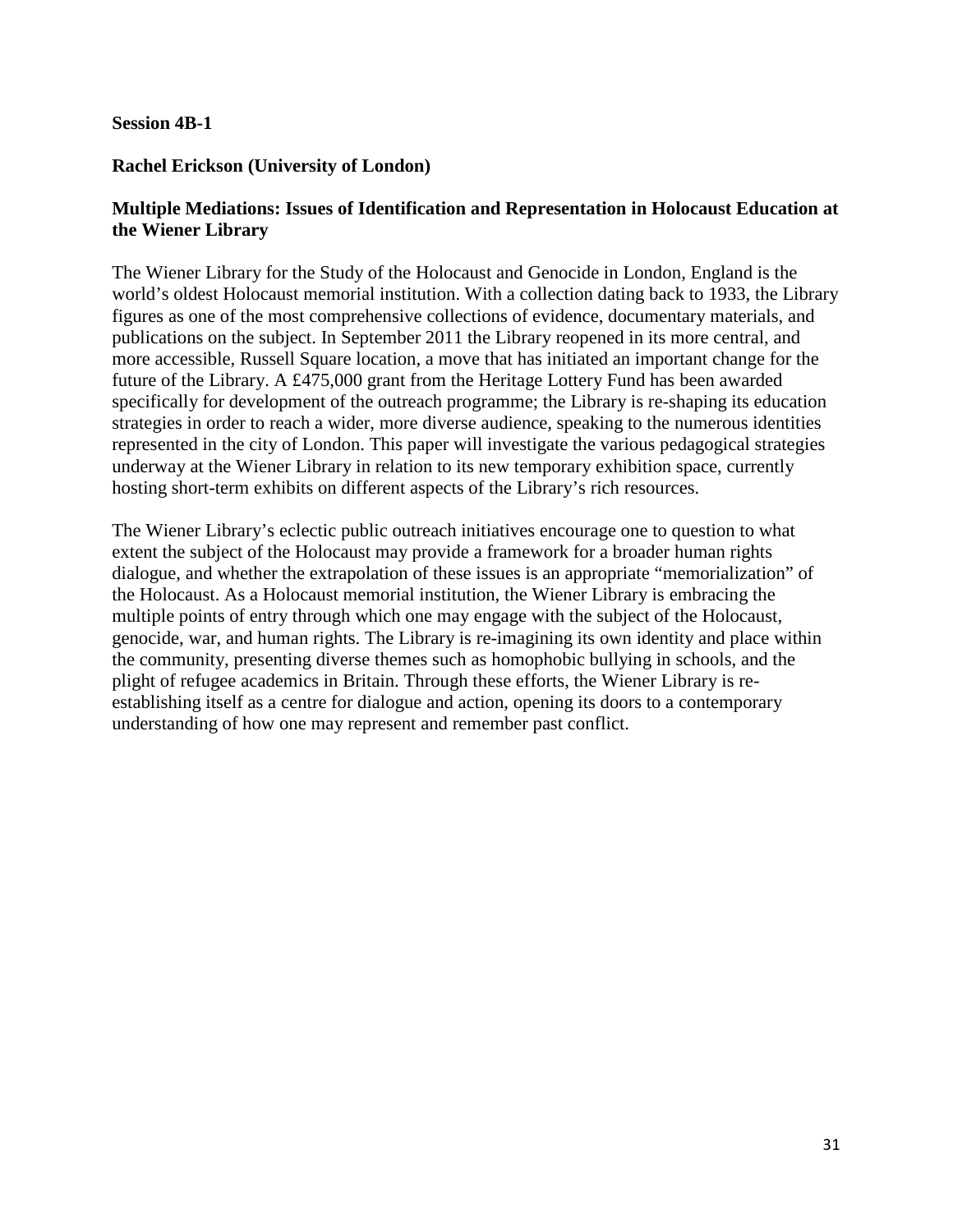**Session 4B-1**

**Rachel Erickson (University of London)**

**Multiple Mediations: Issues of Identification and Representation in Holocaust Education at the Wiener Library**

The Wiener Library for the Study of the Holocaust and Genocide in London, England is the world's oldest Holocaust memorial institution. With a collection dating back to 1933, the Library figures as one of the most comprehensive collections of evidence, documentary materials, and publications on the subject. In September 2011 the Library reopened in its more central, and more accessible, Russell Square location, a move that has initiated an important change for the future of the Library. A £475,000 grant from the Heritage Lottery Fund has been awarded specifically for development of the outreach programme; the Library is re-shaping its education strategies in order to reach a wider, more diverse audience, speaking to the numerous identities represented in the city of London. This paper will investigate the various pedagogical strategies underway at the Wiener Library in relation to its new temporary exhibition space, currently hosting short-term exhibits on different aspects of the Library's rich resources.

The Wiener Library's eclectic public outreach initiatives encourage one to question to what extent the subject of the Holocaust may provide a framework for a broader human rights dialogue, and whether the extrapolation of these issues is an appropriate "memorialization" of the Holocaust. As a Holocaust memorial institution, the Wiener Library is embracing the multiple points of entry through which one may engage with the subject of the Holocaust, genocide, war, and human rights. The Library is re-imagining its own identity and place within the community, presenting diverse themes such as homophobic bullying in schools, and the plight of refugee academics in Britain. Through these efforts, the Wiener Library is re-establishing itself as a centre for dialogue and action, opening its doors to a contemporary understanding of how one may represent and remember past conflict.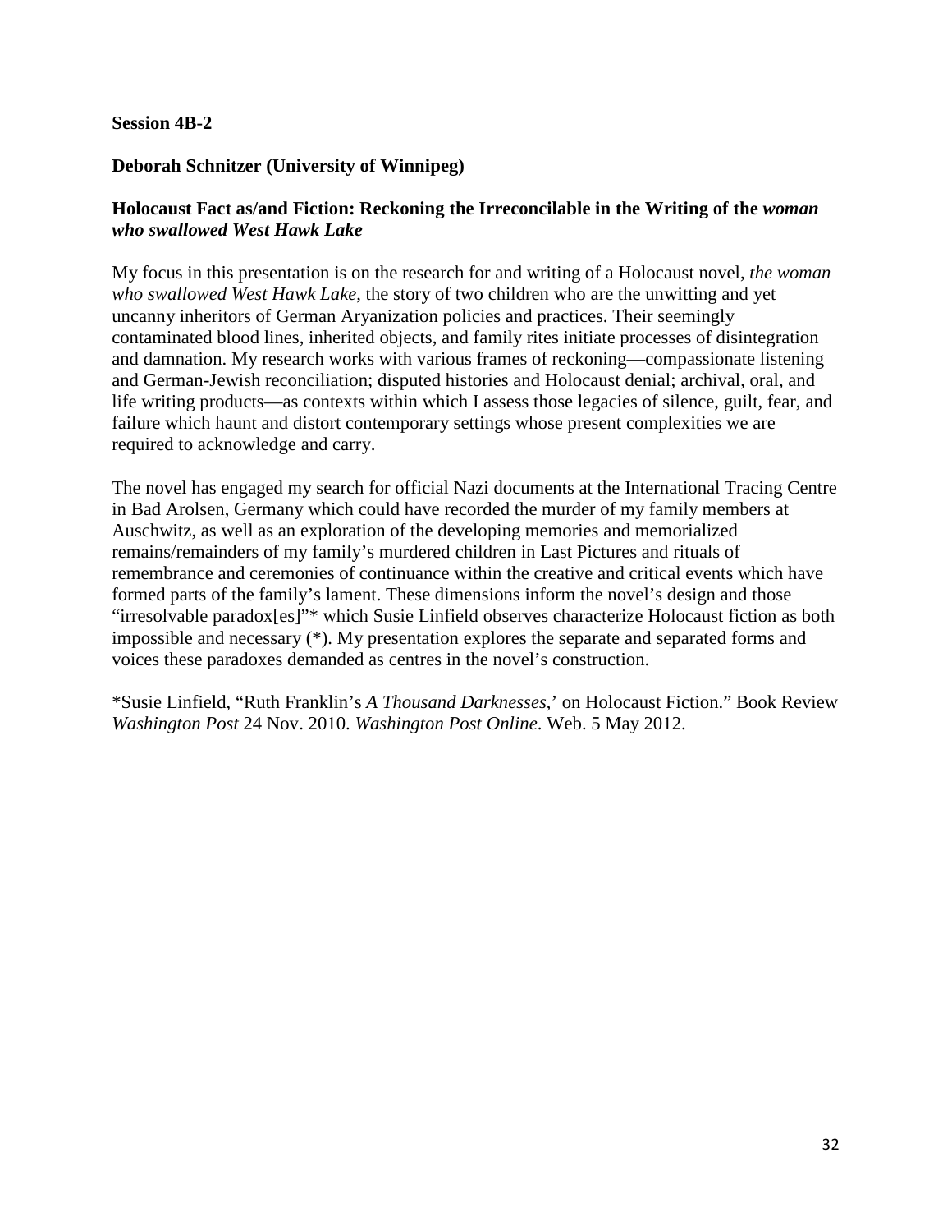**Session 4B-2**

**Deborah Schnitzer (University of Winnipeg)**

**Holocaust Fact as/and Fiction: Reckoning the Irreconcilable in the Writing of the *woman who swallowed West Hawk Lake***

My focus in this presentation is on the research for and writing of a Holocaust novel, *the woman who swallowed West Hawk Lake*, the story of two children who are the unwitting and yet uncanny inheritors of German Aryanization policies and practices. Their seemingly contaminated blood lines, inherited objects, and family rites initiate processes of disintegration and damnation. My research works with various frames of reckoning—compassionate listening and German-Jewish reconciliation; disputed histories and Holocaust denial; archival, oral, and life writing products—as contexts within which I assess those legacies of silence, guilt, fear, and failure which haunt and distort contemporary settings whose present complexities we are required to acknowledge and carry.

The novel has engaged my search for official Nazi documents at the International Tracing Centre in Bad Arolsen, Germany which could have recorded the murder of my family members at Auschwitz, as well as an exploration of the developing memories and memorialized remains/remainders of my family's murdered children in Last Pictures and rituals of remembrance and ceremonies of continuance within the creative and critical events which have formed parts of the family's lament. These dimensions inform the novel's design and those "irresolvable paradox[es]"* which Susie Linfield observes characterize Holocaust fiction as both impossible and necessary (*). My presentation explores the separate and separated forms and voices these paradoxes demanded as centres in the novel's construction.

*Susie Linfield, "Ruth Franklin's *A Thousand Darknesses*,' on Holocaust Fiction." Book Review *Washington Post* 24 Nov. 2010. *Washington Post Online*. Web. 5 May 2012.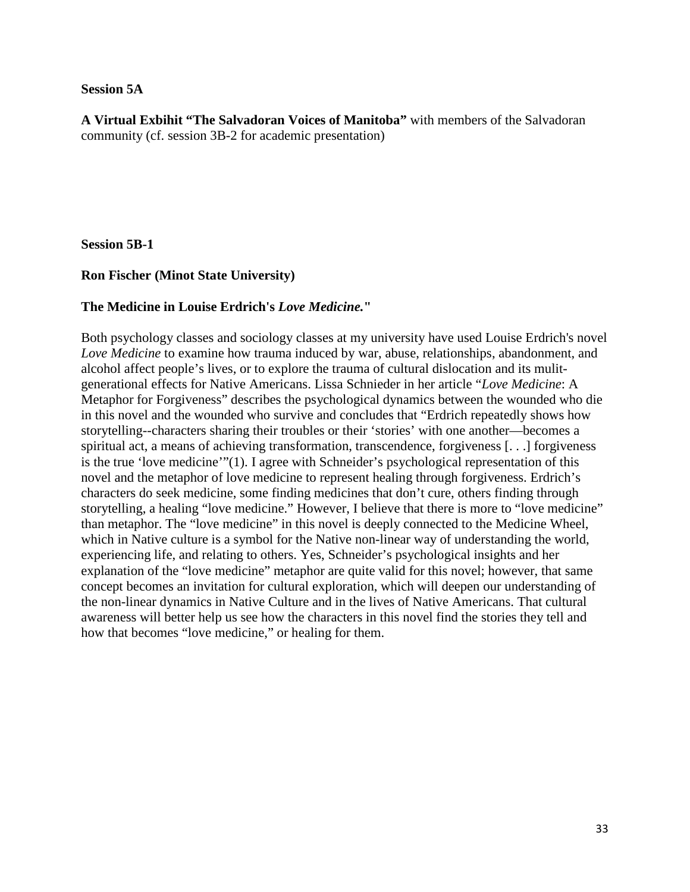**Session 5A**

**A Virtual Exbihit “The Salvadoran Voices of Manitoba”** with members of the Salvadoran community (cf. session 3B-2 for academic presentation)

**Session 5B-1**

**Ron Fischer (Minot State University)**

**The Medicine in Louise Erdrich's *Love Medicine.*"**

Both psychology classes and sociology classes at my university have used Louise Erdrich's novel *Love Medicine* to examine how trauma induced by war, abuse, relationships, abandonment, and alcohol affect people’s lives, or to explore the trauma of cultural dislocation and its mulit-generational effects for Native Americans. Lissa Schnieder in her article “*Love Medicine*: A Metaphor for Forgiveness” describes the psychological dynamics between the wounded who die in this novel and the wounded who survive and concludes that “Erdrich repeatedly shows how storytelling--characters sharing their troubles or their ‘stories’ with one another—becomes a spiritual act, a means of achieving transformation, transcendence, forgiveness [. . .] forgiveness is the true ‘love medicine’”(1). I agree with Schneider’s psychological representation of this novel and the metaphor of love medicine to represent healing through forgiveness. Erdrich’s characters do seek medicine, some finding medicines that don’t cure, others finding through storytelling, a healing “love medicine.” However, I believe that there is more to “love medicine” than metaphor. The “love medicine” in this novel is deeply connected to the Medicine Wheel, which in Native culture is a symbol for the Native non-linear way of understanding the world, experiencing life, and relating to others. Yes, Schneider’s psychological insights and her explanation of the “love medicine” metaphor are quite valid for this novel; however, that same concept becomes an invitation for cultural exploration, which will deepen our understanding of the non-linear dynamics in Native Culture and in the lives of Native Americans. That cultural awareness will better help us see how the characters in this novel find the stories they tell and how that becomes “love medicine,” or healing for them.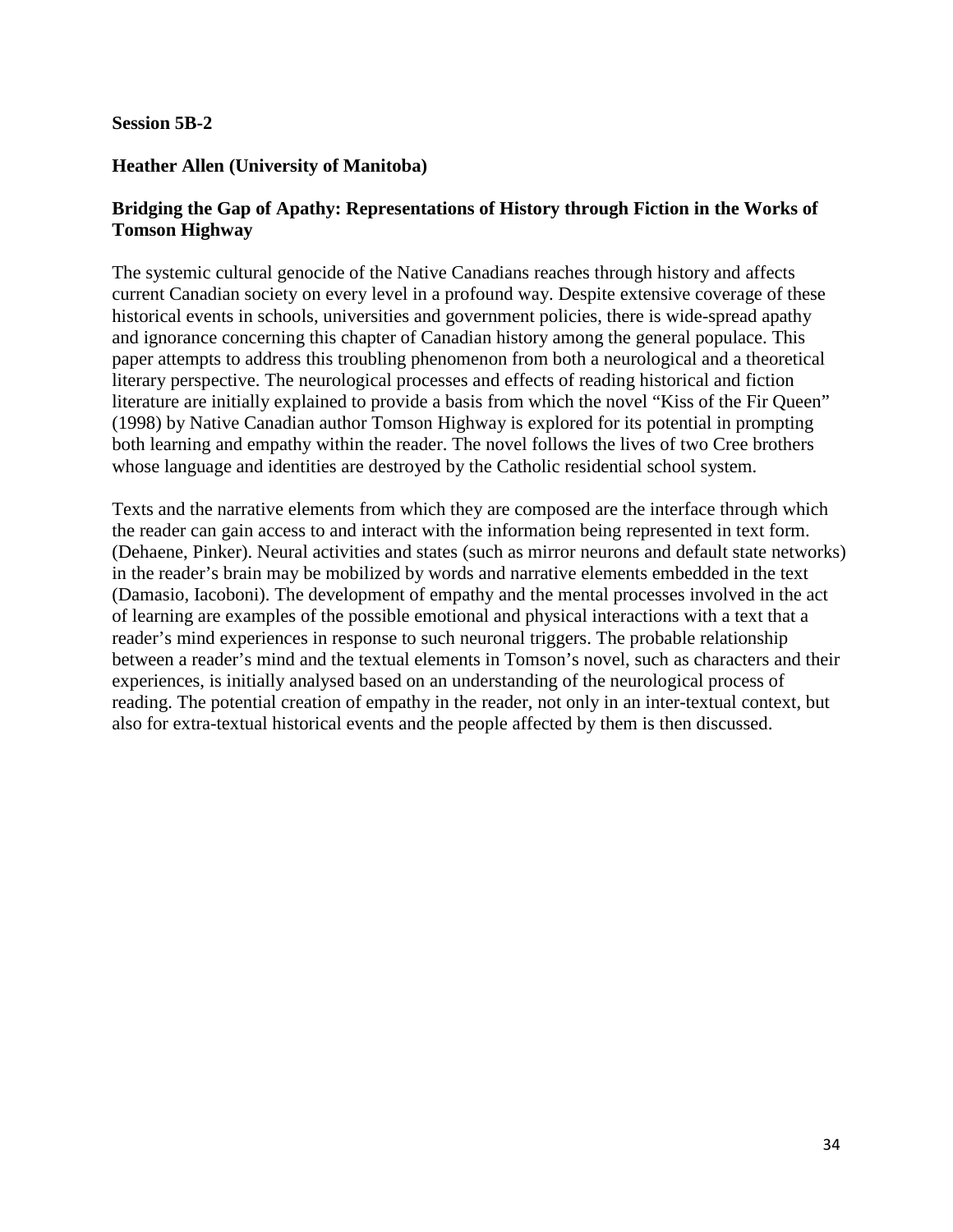**Session 5B-2**

**Heather Allen (University of Manitoba)**

**Bridging the Gap of Apathy: Representations of History through Fiction in the Works of Tomson Highway**

The systemic cultural genocide of the Native Canadians reaches through history and affects current Canadian society on every level in a profound way. Despite extensive coverage of these historical events in schools, universities and government policies, there is wide-spread apathy and ignorance concerning this chapter of Canadian history among the general populace. This paper attempts to address this troubling phenomenon from both a neurological and a theoretical literary perspective. The neurological processes and effects of reading historical and fiction literature are initially explained to provide a basis from which the novel "Kiss of the Fir Queen" (1998) by Native Canadian author Tomson Highway is explored for its potential in prompting both learning and empathy within the reader. The novel follows the lives of two Cree brothers whose language and identities are destroyed by the Catholic residential school system.

Texts and the narrative elements from which they are composed are the interface through which the reader can gain access to and interact with the information being represented in text form. (Dehaene, Pinker). Neural activities and states (such as mirror neurons and default state networks) in the reader's brain may be mobilized by words and narrative elements embedded in the text (Damasio, Iacoboni). The development of empathy and the mental processes involved in the act of learning are examples of the possible emotional and physical interactions with a text that a reader's mind experiences in response to such neuronal triggers. The probable relationship between a reader's mind and the textual elements in Tomson's novel, such as characters and their experiences, is initially analysed based on an understanding of the neurological process of reading. The potential creation of empathy in the reader, not only in an inter-textual context, but also for extra-textual historical events and the people affected by them is then discussed.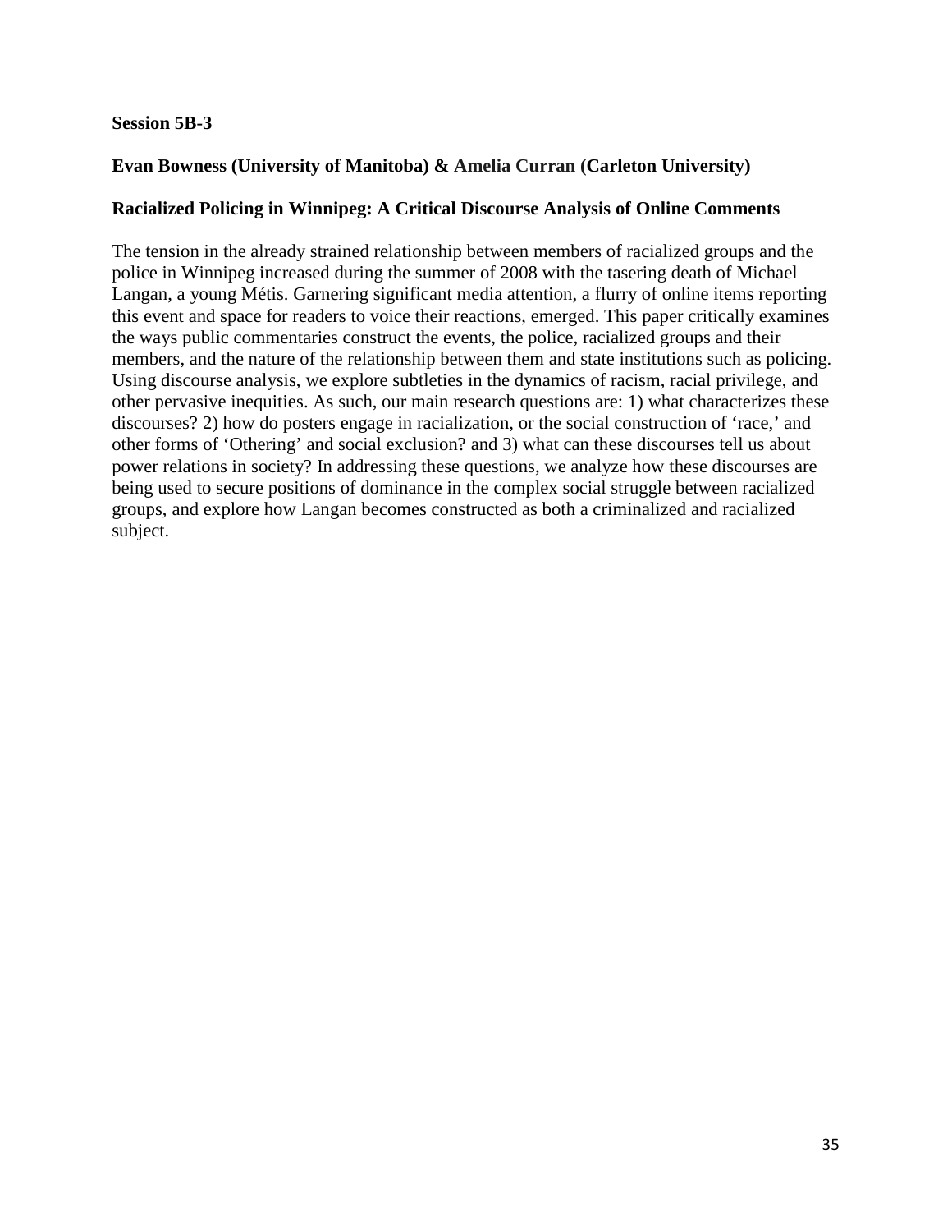**Session 5B-3**

**Evan Bowness (University of Manitoba) & Amelia Curran (Carleton University)**

**Racialized Policing in Winnipeg: A Critical Discourse Analysis of Online Comments**

The tension in the already strained relationship between members of racialized groups and the police in Winnipeg increased during the summer of 2008 with the tasering death of Michael Langan, a young Métis. Garnering significant media attention, a flurry of online items reporting this event and space for readers to voice their reactions, emerged. This paper critically examines the ways public commentaries construct the events, the police, racialized groups and their members, and the nature of the relationship between them and state institutions such as policing. Using discourse analysis, we explore subtleties in the dynamics of racism, racial privilege, and other pervasive inequities. As such, our main research questions are: 1) what characterizes these discourses? 2) how do posters engage in racialization, or the social construction of 'race,' and other forms of 'Othering' and social exclusion? and 3) what can these discourses tell us about power relations in society? In addressing these questions, we analyze how these discourses are being used to secure positions of dominance in the complex social struggle between racialized groups, and explore how Langan becomes constructed as both a criminalized and racialized subject.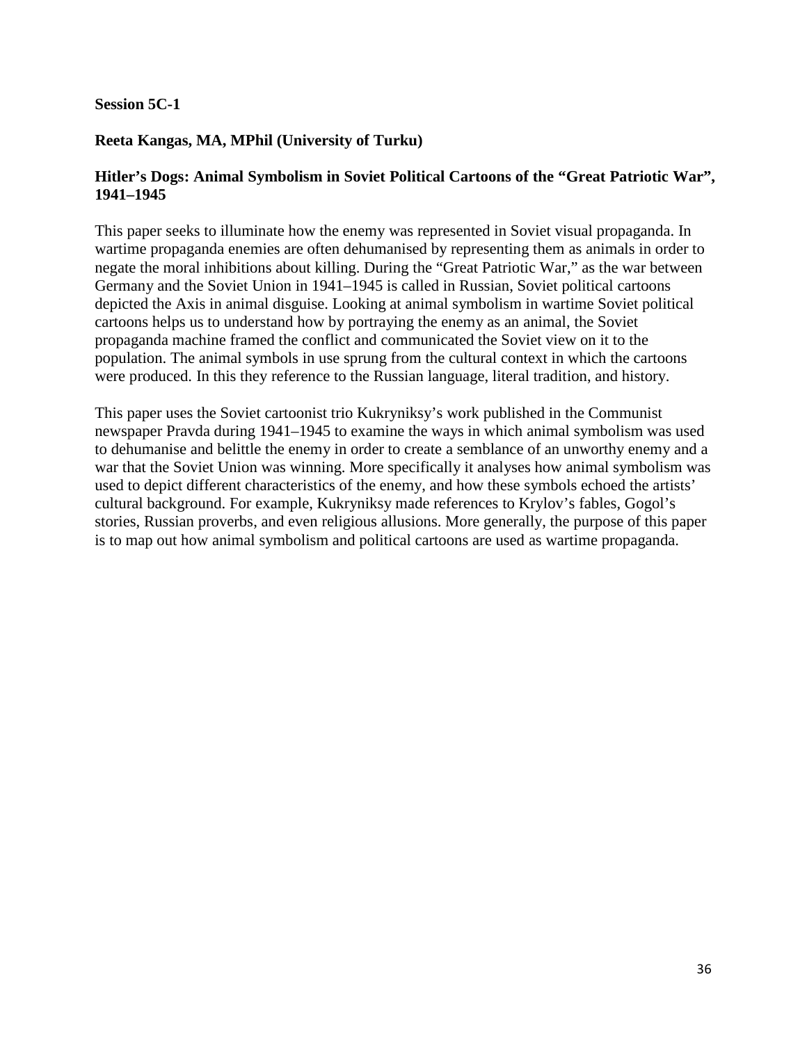**Session 5C-1**

**Reeta Kangas, MA, MPhil (University of Turku)**

**Hitler's Dogs: Animal Symbolism in Soviet Political Cartoons of the "Great Patriotic War", 1941–1945**

This paper seeks to illuminate how the enemy was represented in Soviet visual propaganda. In wartime propaganda enemies are often dehumanised by representing them as animals in order to negate the moral inhibitions about killing. During the "Great Patriotic War," as the war between Germany and the Soviet Union in 1941–1945 is called in Russian, Soviet political cartoons depicted the Axis in animal disguise. Looking at animal symbolism in wartime Soviet political cartoons helps us to understand how by portraying the enemy as an animal, the Soviet propaganda machine framed the conflict and communicated the Soviet view on it to the population. The animal symbols in use sprung from the cultural context in which the cartoons were produced. In this they reference to the Russian language, literal tradition, and history.

This paper uses the Soviet cartoonist trio Kukryniksy's work published in the Communist newspaper Pravda during 1941–1945 to examine the ways in which animal symbolism was used to dehumanise and belittle the enemy in order to create a semblance of an unworthy enemy and a war that the Soviet Union was winning. More specifically it analyses how animal symbolism was used to depict different characteristics of the enemy, and how these symbols echoed the artists' cultural background. For example, Kukryniksy made references to Krylov's fables, Gogol's stories, Russian proverbs, and even religious allusions. More generally, the purpose of this paper is to map out how animal symbolism and political cartoons are used as wartime propaganda.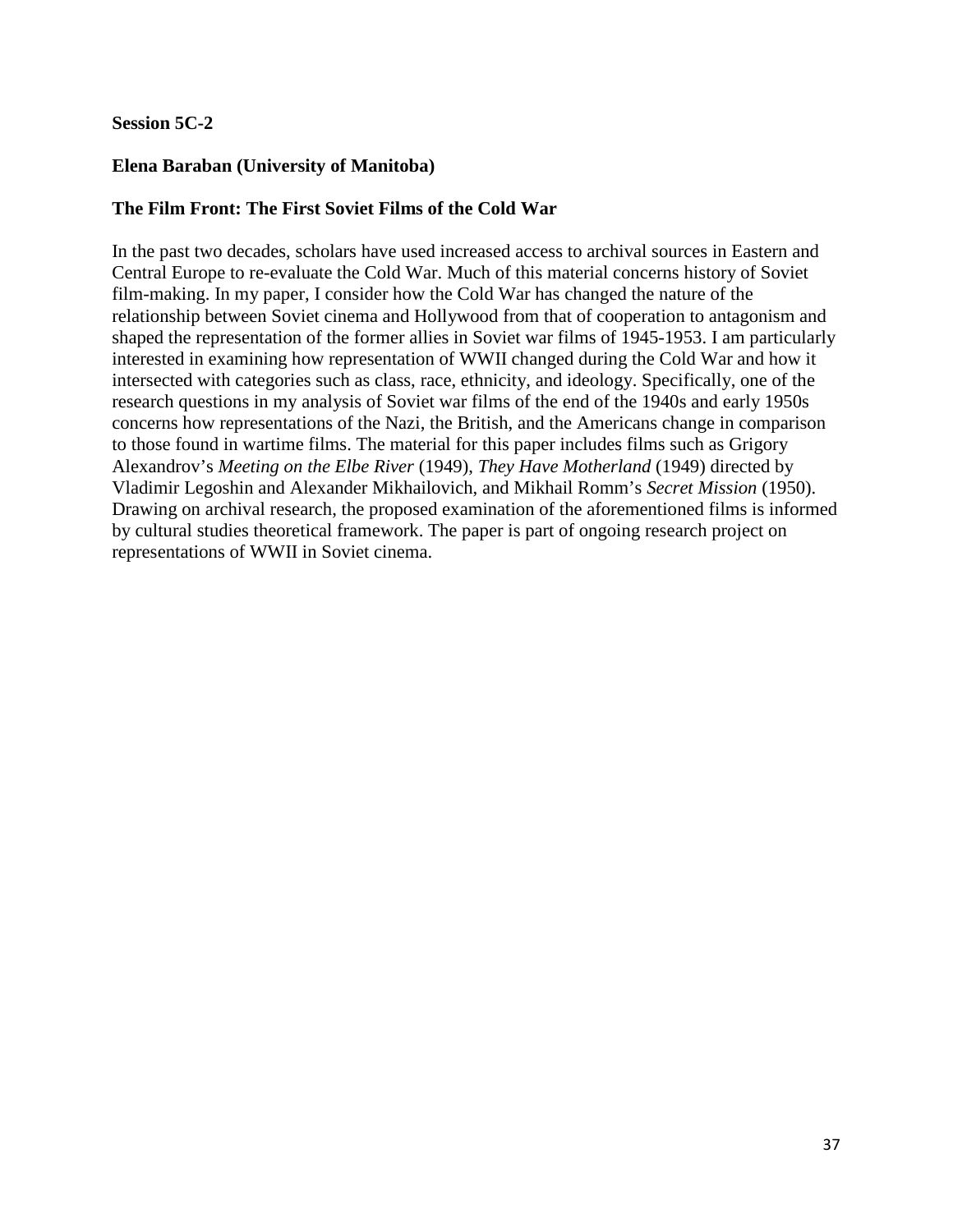**Session 5C-2**

**Elena Baraban (University of Manitoba)**

**The Film Front: The First Soviet Films of the Cold War**

In the past two decades, scholars have used increased access to archival sources in Eastern and Central Europe to re-evaluate the Cold War. Much of this material concerns history of Soviet film-making. In my paper, I consider how the Cold War has changed the nature of the relationship between Soviet cinema and Hollywood from that of cooperation to antagonism and shaped the representation of the former allies in Soviet war films of 1945-1953. I am particularly interested in examining how representation of WWII changed during the Cold War and how it intersected with categories such as class, race, ethnicity, and ideology. Specifically, one of the research questions in my analysis of Soviet war films of the end of the 1940s and early 1950s concerns how representations of the Nazi, the British, and the Americans change in comparison to those found in wartime films. The material for this paper includes films such as Grigory Alexandrov's *Meeting on the Elbe River* (1949), *They Have Motherland* (1949) directed by Vladimir Legoshin and Alexander Mikhailovich, and Mikhail Romm's *Secret Mission* (1950). Drawing on archival research, the proposed examination of the aforementioned films is informed by cultural studies theoretical framework. The paper is part of ongoing research project on representations of WWII in Soviet cinema.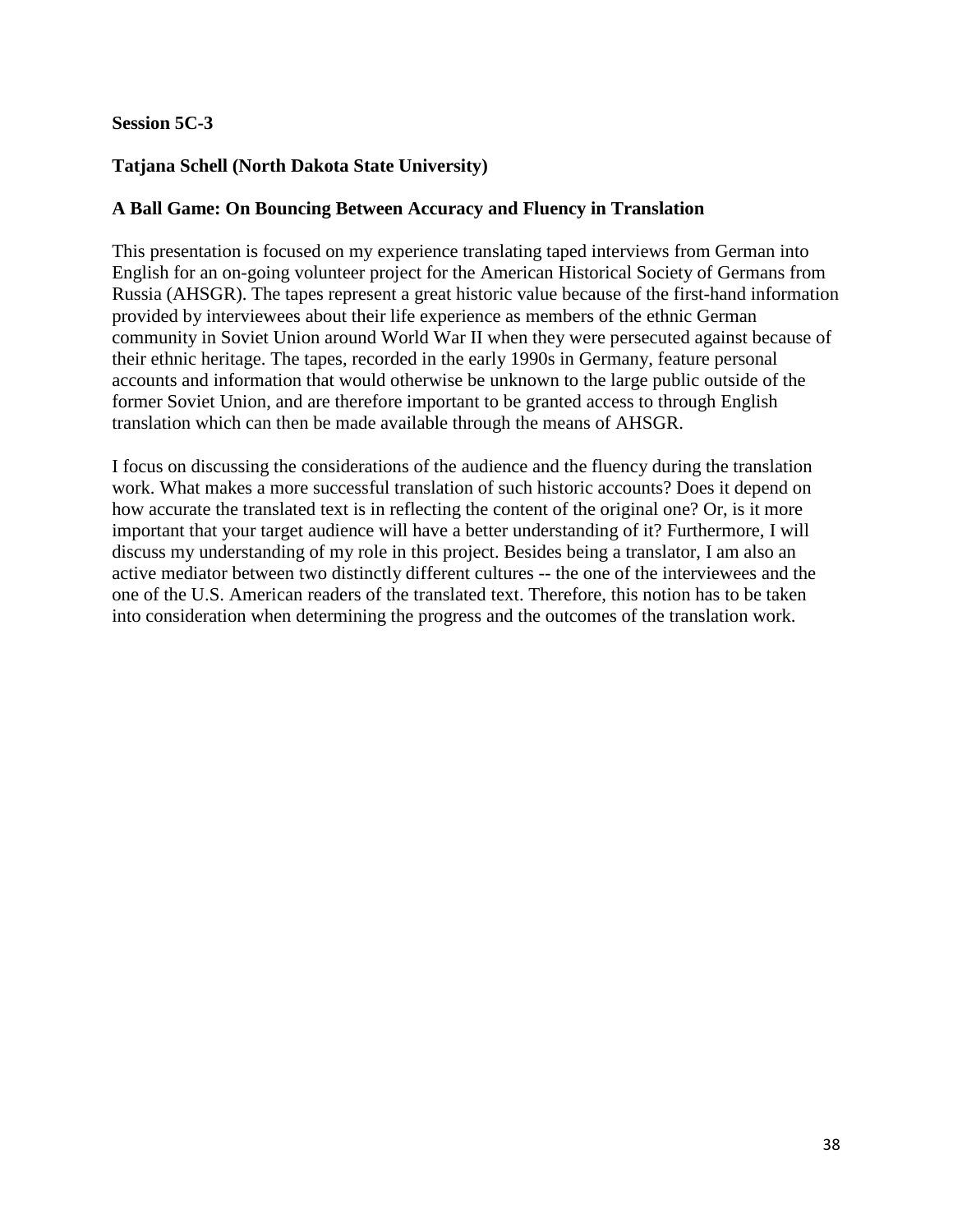**Session 5C-3**

**Tatjana Schell (North Dakota State University)**

**A Ball Game: On Bouncing Between Accuracy and Fluency in Translation**

This presentation is focused on my experience translating taped interviews from German into English for an on-going volunteer project for the American Historical Society of Germans from Russia (AHSGR). The tapes represent a great historic value because of the first-hand information provided by interviewees about their life experience as members of the ethnic German community in Soviet Union around World War II when they were persecuted against because of their ethnic heritage. The tapes, recorded in the early 1990s in Germany, feature personal accounts and information that would otherwise be unknown to the large public outside of the former Soviet Union, and are therefore important to be granted access to through English translation which can then be made available through the means of AHSGR.

I focus on discussing the considerations of the audience and the fluency during the translation work. What makes a more successful translation of such historic accounts? Does it depend on how accurate the translated text is in reflecting the content of the original one? Or, is it more important that your target audience will have a better understanding of it? Furthermore, I will discuss my understanding of my role in this project. Besides being a translator, I am also an active mediator between two distinctly different cultures -- the one of the interviewees and the one of the U.S. American readers of the translated text. Therefore, this notion has to be taken into consideration when determining the progress and the outcomes of the translation work.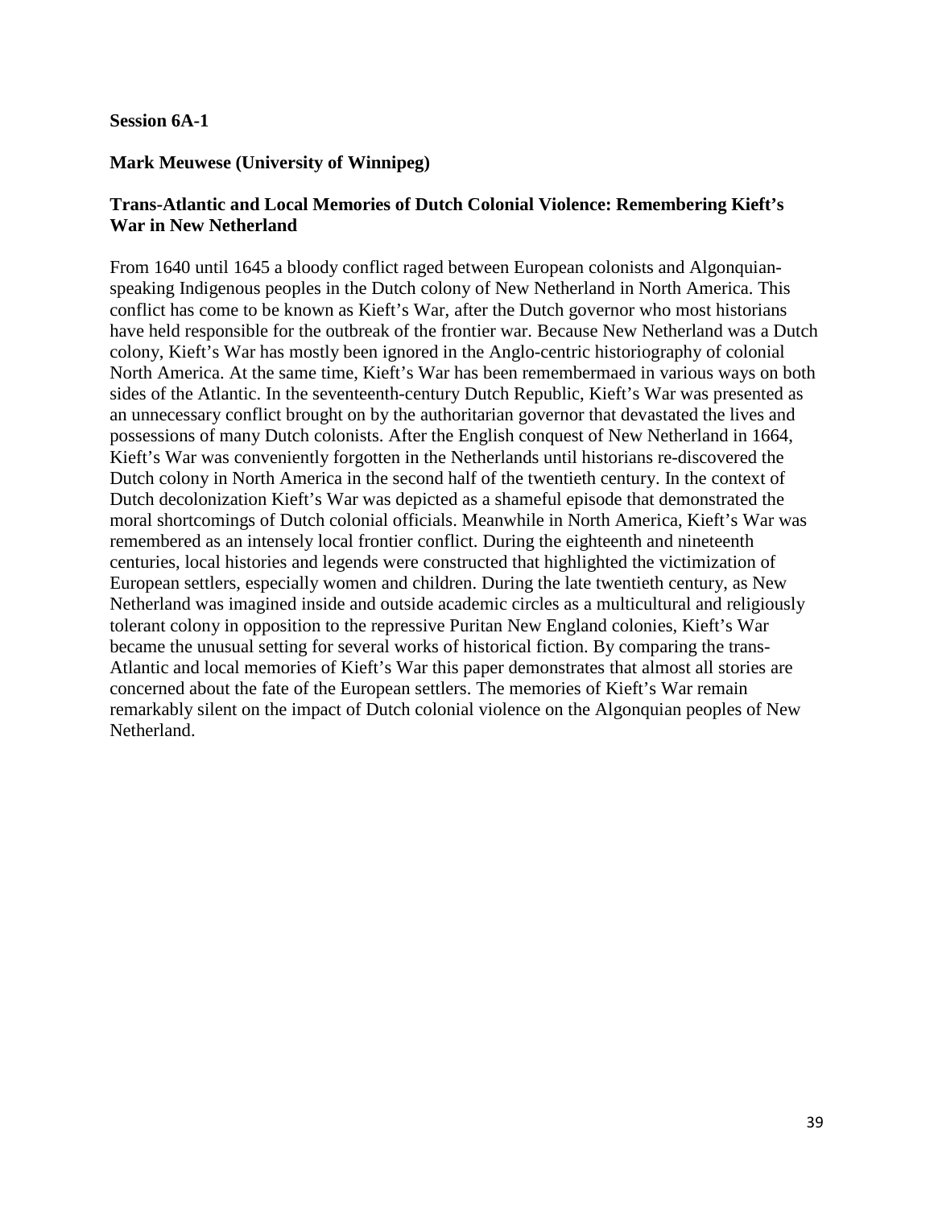**Session 6A-1**

**Mark Meuwese (University of Winnipeg)**

**Trans-Atlantic and Local Memories of Dutch Colonial Violence: Remembering Kieft's War in New Netherland**

From 1640 until 1645 a bloody conflict raged between European colonists and Algonquian-speaking Indigenous peoples in the Dutch colony of New Netherland in North America. This conflict has come to be known as Kieft's War, after the Dutch governor who most historians have held responsible for the outbreak of the frontier war. Because New Netherland was a Dutch colony, Kieft's War has mostly been ignored in the Anglo-centric historiography of colonial North America. At the same time, Kieft's War has been remembermaed in various ways on both sides of the Atlantic. In the seventeenth-century Dutch Republic, Kieft's War was presented as an unnecessary conflict brought on by the authoritarian governor that devastated the lives and possessions of many Dutch colonists. After the English conquest of New Netherland in 1664, Kieft's War was conveniently forgotten in the Netherlands until historians re-discovered the Dutch colony in North America in the second half of the twentieth century. In the context of Dutch decolonization Kieft's War was depicted as a shameful episode that demonstrated the moral shortcomings of Dutch colonial officials. Meanwhile in North America, Kieft's War was remembered as an intensely local frontier conflict. During the eighteenth and nineteenth centuries, local histories and legends were constructed that highlighted the victimization of European settlers, especially women and children. During the late twentieth century, as New Netherland was imagined inside and outside academic circles as a multicultural and religiously tolerant colony in opposition to the repressive Puritan New England colonies, Kieft's War became the unusual setting for several works of historical fiction. By comparing the trans-Atlantic and local memories of Kieft's War this paper demonstrates that almost all stories are concerned about the fate of the European settlers. The memories of Kieft's War remain remarkably silent on the impact of Dutch colonial violence on the Algonquian peoples of New Netherland.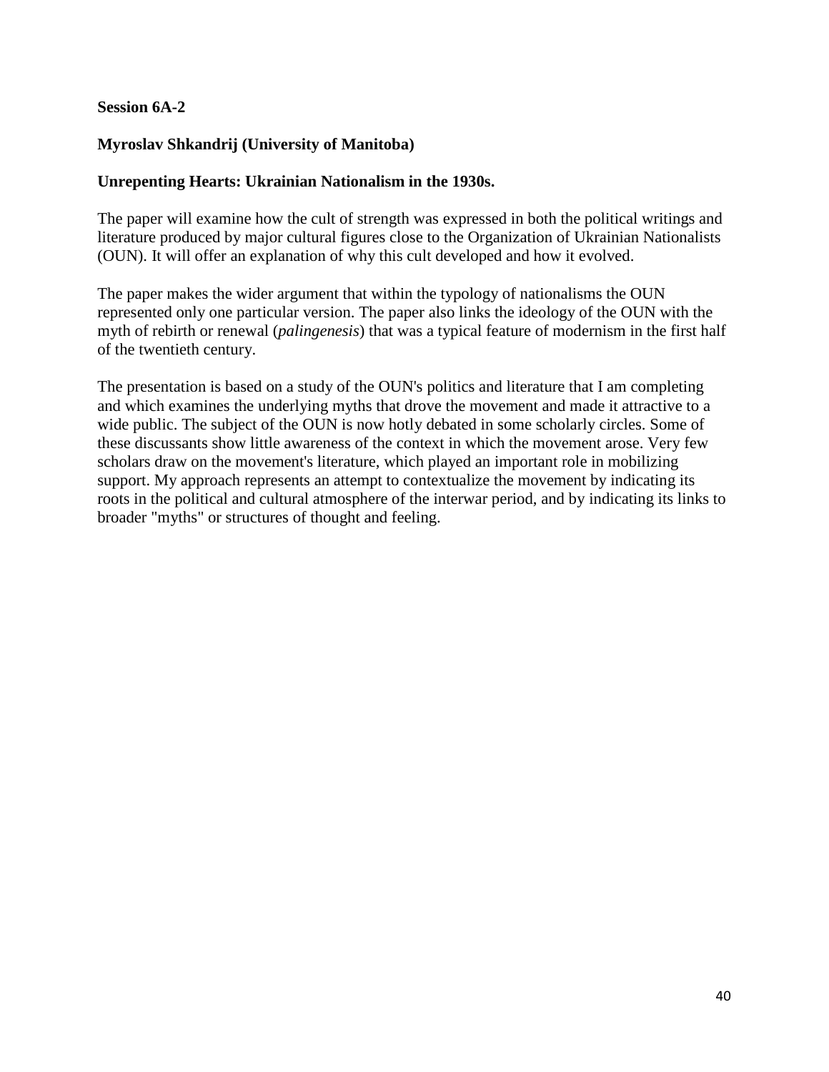**Session 6A-2**

**Myroslav Shkandrij (University of Manitoba)**

**Unrepenting Hearts: Ukrainian Nationalism in the 1930s.**

The paper will examine how the cult of strength was expressed in both the political writings and literature produced by major cultural figures close to the Organization of Ukrainian Nationalists (OUN). It will offer an explanation of why this cult developed and how it evolved.

The paper makes the wider argument that within the typology of nationalisms the OUN represented only one particular version. The paper also links the ideology of the OUN with the myth of rebirth or renewal (*palingenesis*) that was a typical feature of modernism in the first half of the twentieth century.

The presentation is based on a study of the OUN's politics and literature that I am completing and which examines the underlying myths that drove the movement and made it attractive to a wide public. The subject of the OUN is now hotly debated in some scholarly circles. Some of these discussants show little awareness of the context in which the movement arose. Very few scholars draw on the movement's literature, which played an important role in mobilizing support. My approach represents an attempt to contextualize the movement by indicating its roots in the political and cultural atmosphere of the interwar period, and by indicating its links to broader "myths" or structures of thought and feeling.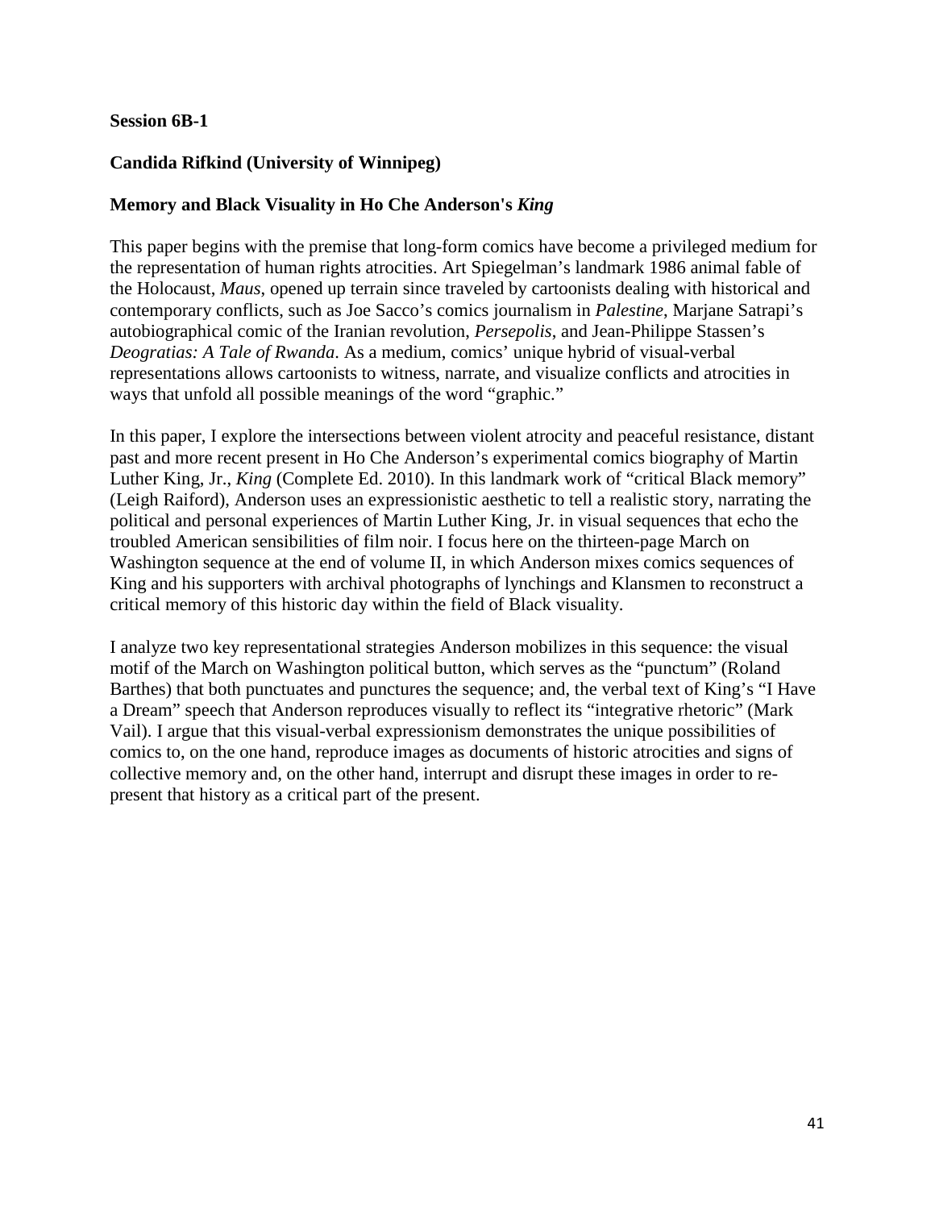**Session 6B-1**

**Candida Rifkind (University of Winnipeg)**

**Memory and Black Visuality in Ho Che Anderson's *King***

This paper begins with the premise that long-form comics have become a privileged medium for the representation of human rights atrocities. Art Spiegelman's landmark 1986 animal fable of the Holocaust, *Maus*, opened up terrain since traveled by cartoonists dealing with historical and contemporary conflicts, such as Joe Sacco's comics journalism in *Palestine*, Marjane Satrapi's autobiographical comic of the Iranian revolution, *Persepolis*, and Jean-Philippe Stassen's *Deogratias: A Tale of Rwanda*. As a medium, comics' unique hybrid of visual-verbal representations allows cartoonists to witness, narrate, and visualize conflicts and atrocities in ways that unfold all possible meanings of the word "graphic."

In this paper, I explore the intersections between violent atrocity and peaceful resistance, distant past and more recent present in Ho Che Anderson's experimental comics biography of Martin Luther King, Jr., *King* (Complete Ed. 2010). In this landmark work of "critical Black memory" (Leigh Raiford), Anderson uses an expressionistic aesthetic to tell a realistic story, narrating the political and personal experiences of Martin Luther King, Jr. in visual sequences that echo the troubled American sensibilities of film noir. I focus here on the thirteen-page March on Washington sequence at the end of volume II, in which Anderson mixes comics sequences of King and his supporters with archival photographs of lynchings and Klansmen to reconstruct a critical memory of this historic day within the field of Black visuality.

I analyze two key representational strategies Anderson mobilizes in this sequence: the visual motif of the March on Washington political button, which serves as the "punctum" (Roland Barthes) that both punctuates and punctures the sequence; and, the verbal text of King's "I Have a Dream" speech that Anderson reproduces visually to reflect its "integrative rhetoric" (Mark Vail). I argue that this visual-verbal expressionism demonstrates the unique possibilities of comics to, on the one hand, reproduce images as documents of historic atrocities and signs of collective memory and, on the other hand, interrupt and disrupt these images in order to re-present that history as a critical part of the present.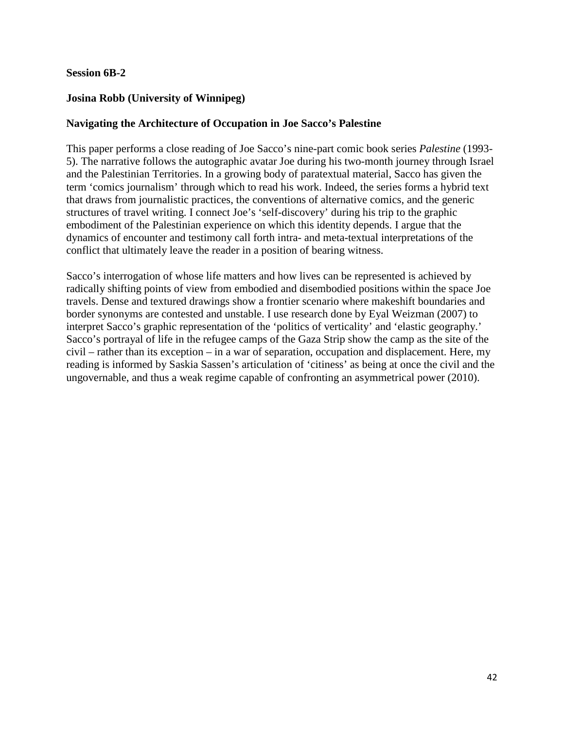**Session 6B-2**

**Josina Robb (University of Winnipeg)**

**Navigating the Architecture of Occupation in Joe Sacco's Palestine**

This paper performs a close reading of Joe Sacco's nine-part comic book series *Palestine* (1993-5). The narrative follows the autographic avatar Joe during his two-month journey through Israel and the Palestinian Territories. In a growing body of paratextual material, Sacco has given the term 'comics journalism' through which to read his work. Indeed, the series forms a hybrid text that draws from journalistic practices, the conventions of alternative comics, and the generic structures of travel writing. I connect Joe's 'self-discovery' during his trip to the graphic embodiment of the Palestinian experience on which this identity depends. I argue that the dynamics of encounter and testimony call forth intra- and meta-textual interpretations of the conflict that ultimately leave the reader in a position of bearing witness.

Sacco's interrogation of whose life matters and how lives can be represented is achieved by radically shifting points of view from embodied and disembodied positions within the space Joe travels. Dense and textured drawings show a frontier scenario where makeshift boundaries and border synonyms are contested and unstable. I use research done by Eyal Weizman (2007) to interpret Sacco's graphic representation of the 'politics of verticality' and 'elastic geography.' Sacco's portrayal of life in the refugee camps of the Gaza Strip show the camp as the site of the civil – rather than its exception – in a war of separation, occupation and displacement. Here, my reading is informed by Saskia Sassen's articulation of 'citiness' as being at once the civil and the ungovernable, and thus a weak regime capable of confronting an asymmetrical power (2010).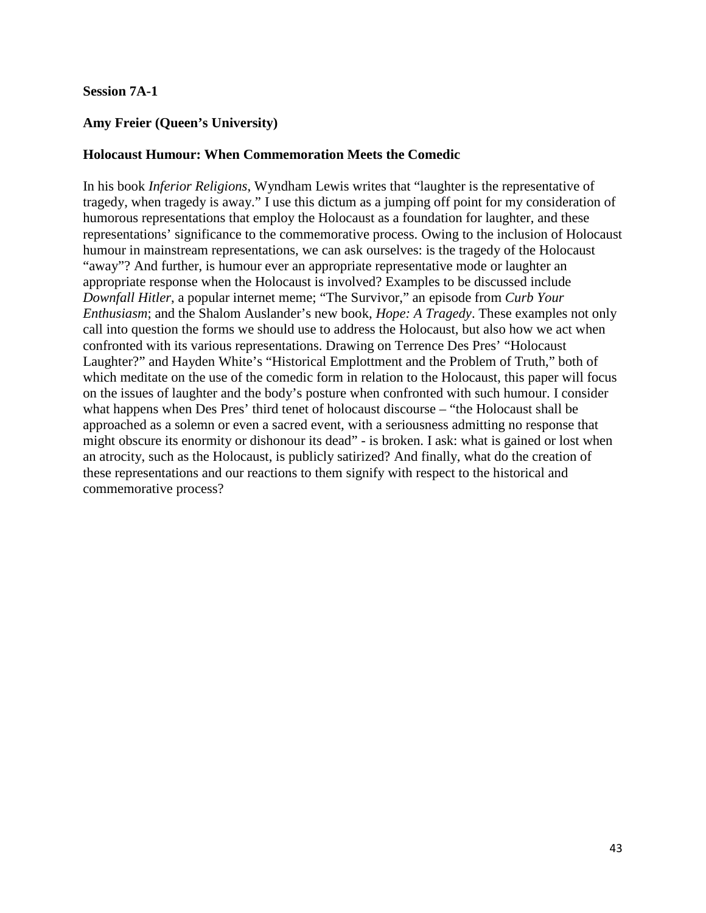**Session 7A-1**

**Amy Freier (Queen's University)**

**Holocaust Humour: When Commemoration Meets the Comedic**

In his book *Inferior Religions*, Wyndham Lewis writes that "laughter is the representative of tragedy, when tragedy is away." I use this dictum as a jumping off point for my consideration of humorous representations that employ the Holocaust as a foundation for laughter, and these representations' significance to the commemorative process. Owing to the inclusion of Holocaust humour in mainstream representations, we can ask ourselves: is the tragedy of the Holocaust "away"? And further, is humour ever an appropriate representative mode or laughter an appropriate response when the Holocaust is involved? Examples to be discussed include *Downfall Hitler*, a popular internet meme; "The Survivor," an episode from *Curb Your Enthusiasm*; and the Shalom Auslander's new book, *Hope: A Tragedy*. These examples not only call into question the forms we should use to address the Holocaust, but also how we act when confronted with its various representations. Drawing on Terrence Des Pres' "Holocaust Laughter?" and Hayden White's "Historical Emplottment and the Problem of Truth," both of which meditate on the use of the comedic form in relation to the Holocaust, this paper will focus on the issues of laughter and the body's posture when confronted with such humour. I consider what happens when Des Pres' third tenet of holocaust discourse – "the Holocaust shall be approached as a solemn or even a sacred event, with a seriousness admitting no response that might obscure its enormity or dishonour its dead" - is broken. I ask: what is gained or lost when an atrocity, such as the Holocaust, is publicly satirized? And finally, what do the creation of these representations and our reactions to them signify with respect to the historical and commemorative process?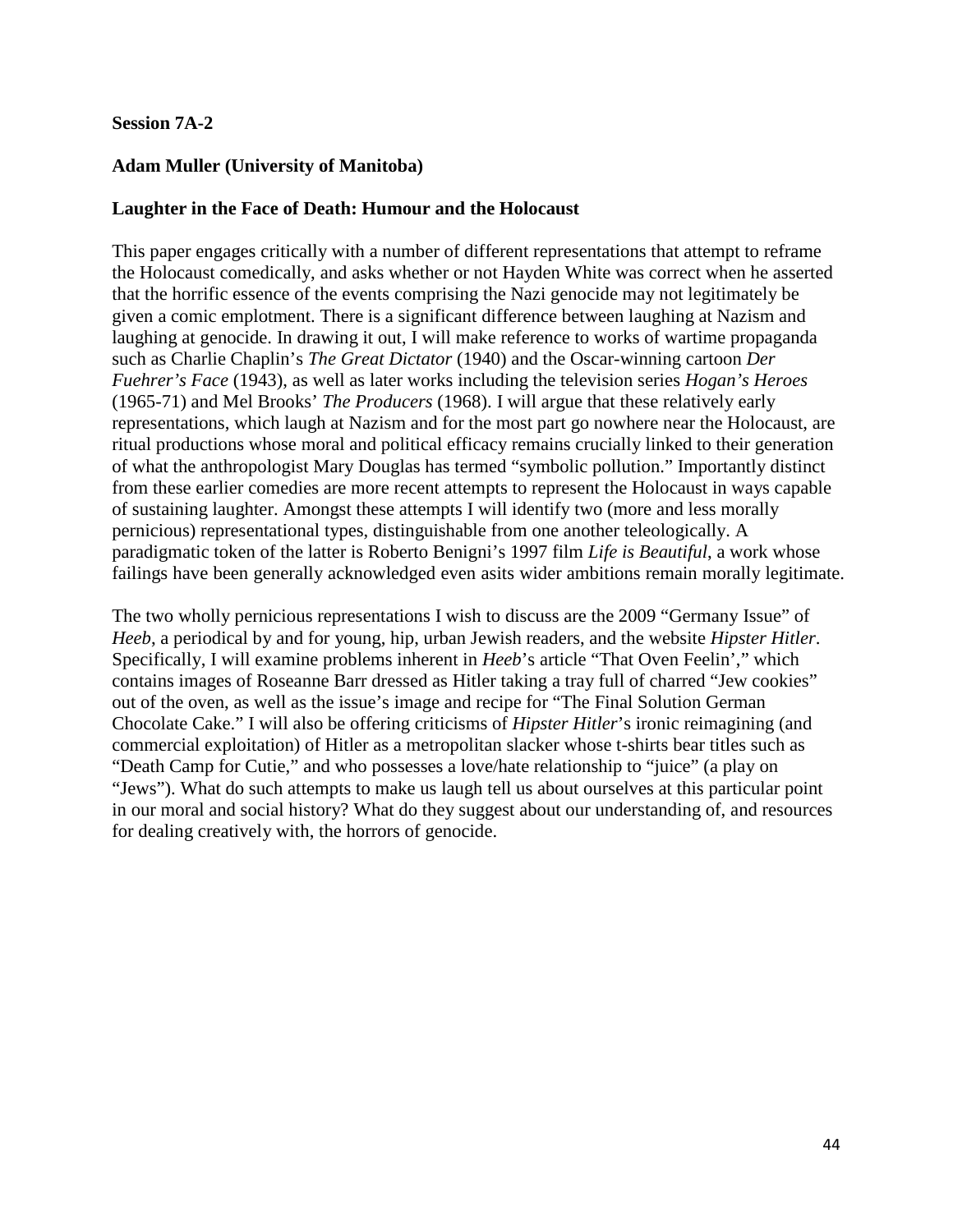**Session 7A-2**

**Adam Muller (University of Manitoba)**

**Laughter in the Face of Death: Humour and the Holocaust**

This paper engages critically with a number of different representations that attempt to reframe the Holocaust comedically, and asks whether or not Hayden White was correct when he asserted that the horrific essence of the events comprising the Nazi genocide may not legitimately be given a comic emplotment. There is a significant difference between laughing at Nazism and laughing at genocide. In drawing it out, I will make reference to works of wartime propaganda such as Charlie Chaplin's *The Great Dictator* (1940) and the Oscar-winning cartoon *Der Fuehrer's Face* (1943), as well as later works including the television series *Hogan's Heroes* (1965-71) and Mel Brooks' *The Producers* (1968). I will argue that these relatively early representations, which laugh at Nazism and for the most part go nowhere near the Holocaust, are ritual productions whose moral and political efficacy remains crucially linked to their generation of what the anthropologist Mary Douglas has termed "symbolic pollution." Importantly distinct from these earlier comedies are more recent attempts to represent the Holocaust in ways capable of sustaining laughter. Amongst these attempts I will identify two (more and less morally pernicious) representational types, distinguishable from one another teleologically. A paradigmatic token of the latter is Roberto Benigni's 1997 film *Life is Beautiful*, a work whose failings have been generally acknowledged even asits wider ambitions remain morally legitimate.

The two wholly pernicious representations I wish to discuss are the 2009 "Germany Issue" of *Heeb*, a periodical by and for young, hip, urban Jewish readers, and the website *Hipster Hitler*. Specifically, I will examine problems inherent in *Heeb*'s article "That Oven Feelin'," which contains images of Roseanne Barr dressed as Hitler taking a tray full of charred "Jew cookies" out of the oven, as well as the issue's image and recipe for "The Final Solution German Chocolate Cake." I will also be offering criticisms of *Hipster Hitler*'s ironic reimagining (and commercial exploitation) of Hitler as a metropolitan slacker whose t-shirts bear titles such as "Death Camp for Cutie," and who possesses a love/hate relationship to "juice" (a play on "Jews"). What do such attempts to make us laugh tell us about ourselves at this particular point in our moral and social history? What do they suggest about our understanding of, and resources for dealing creatively with, the horrors of genocide.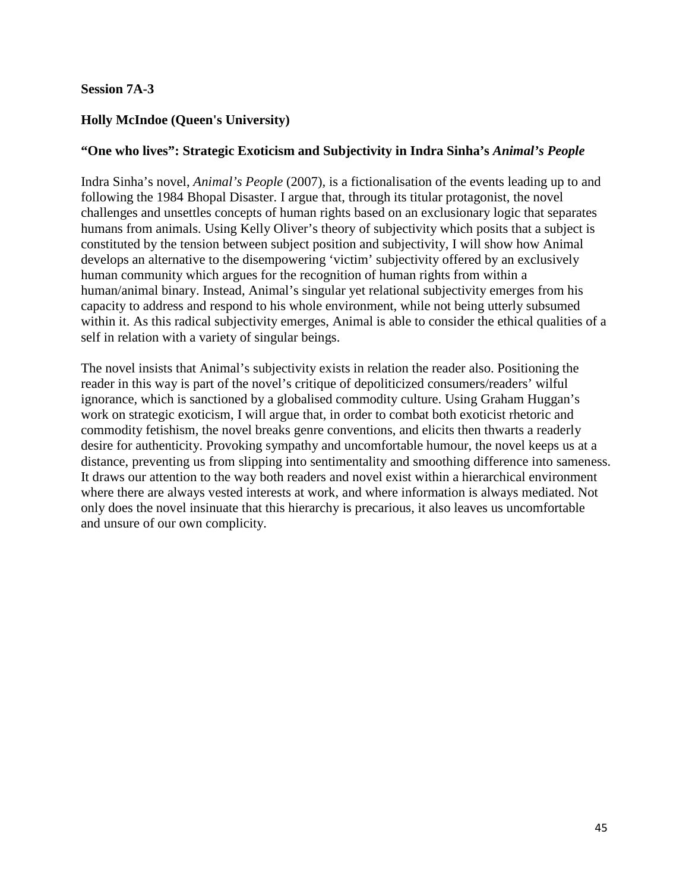**Session 7A-3**

**Holly McIndoe (Queen's University)**

**"One who lives": Strategic Exoticism and Subjectivity in Indra Sinha's *Animal's People***

Indra Sinha's novel, *Animal's People* (2007), is a fictionalisation of the events leading up to and following the 1984 Bhopal Disaster. I argue that, through its titular protagonist, the novel challenges and unsettles concepts of human rights based on an exclusionary logic that separates humans from animals. Using Kelly Oliver's theory of subjectivity which posits that a subject is constituted by the tension between subject position and subjectivity, I will show how Animal develops an alternative to the disempowering 'victim' subjectivity offered by an exclusively human community which argues for the recognition of human rights from within a human/animal binary. Instead, Animal's singular yet relational subjectivity emerges from his capacity to address and respond to his whole environment, while not being utterly subsumed within it. As this radical subjectivity emerges, Animal is able to consider the ethical qualities of a self in relation with a variety of singular beings.

The novel insists that Animal's subjectivity exists in relation the reader also. Positioning the reader in this way is part of the novel's critique of depoliticized consumers/readers' wilful ignorance, which is sanctioned by a globalised commodity culture. Using Graham Huggan's work on strategic exoticism, I will argue that, in order to combat both exoticist rhetoric and commodity fetishism, the novel breaks genre conventions, and elicits then thwarts a readerly desire for authenticity. Provoking sympathy and uncomfortable humour, the novel keeps us at a distance, preventing us from slipping into sentimentality and smoothing difference into sameness. It draws our attention to the way both readers and novel exist within a hierarchical environment where there are always vested interests at work, and where information is always mediated. Not only does the novel insinuate that this hierarchy is precarious, it also leaves us uncomfortable and unsure of our own complicity.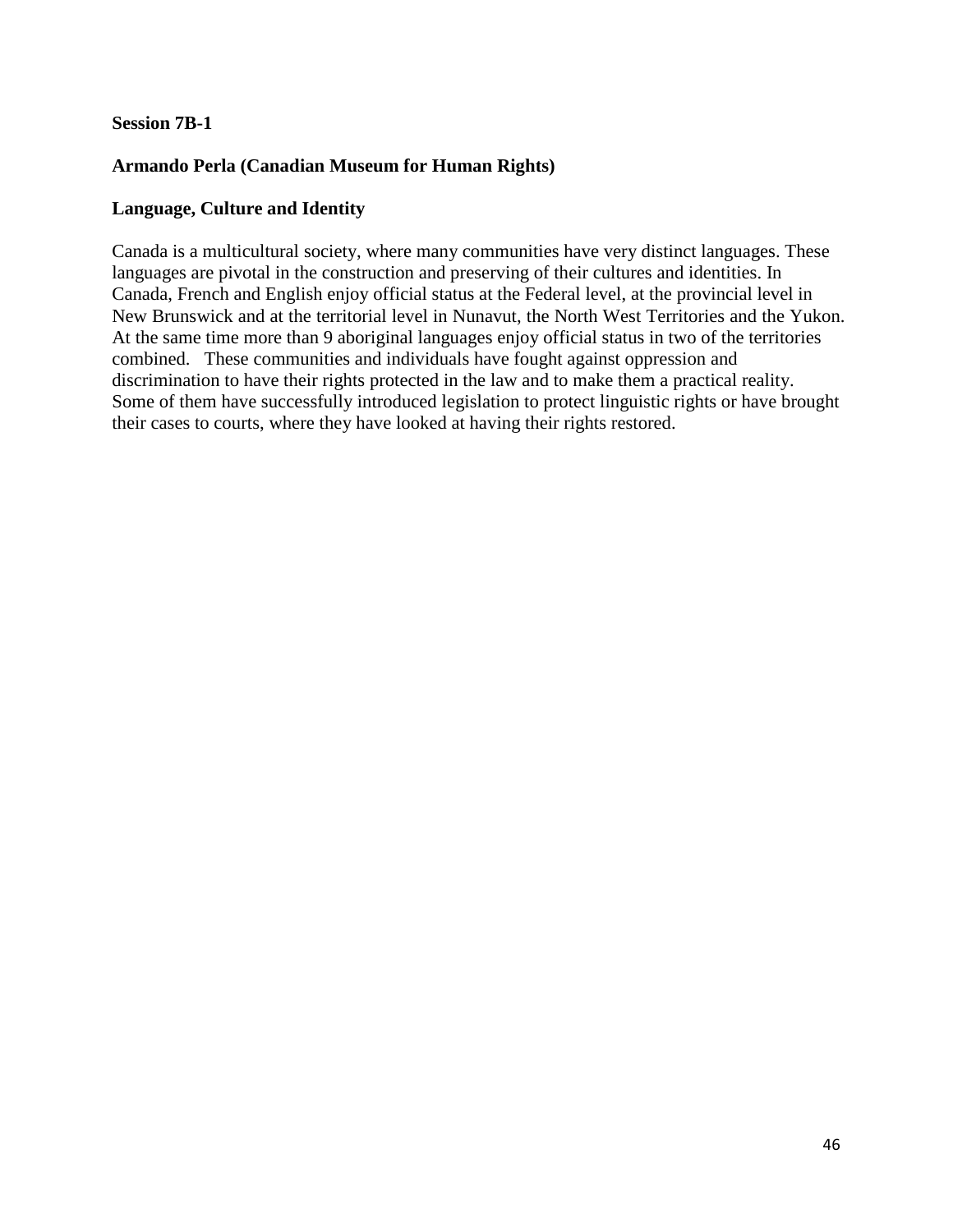**Session 7B-1**

**Armando Perla (Canadian Museum for Human Rights)**

**Language, Culture and Identity**

Canada is a multicultural society, where many communities have very distinct languages. These languages are pivotal in the construction and preserving of their cultures and identities. In Canada, French and English enjoy official status at the Federal level, at the provincial level in New Brunswick and at the territorial level in Nunavut, the North West Territories and the Yukon. At the same time more than 9 aboriginal languages enjoy official status in two of the territories combined. These communities and individuals have fought against oppression and discrimination to have their rights protected in the law and to make them a practical reality. Some of them have successfully introduced legislation to protect linguistic rights or have brought their cases to courts, where they have looked at having their rights restored.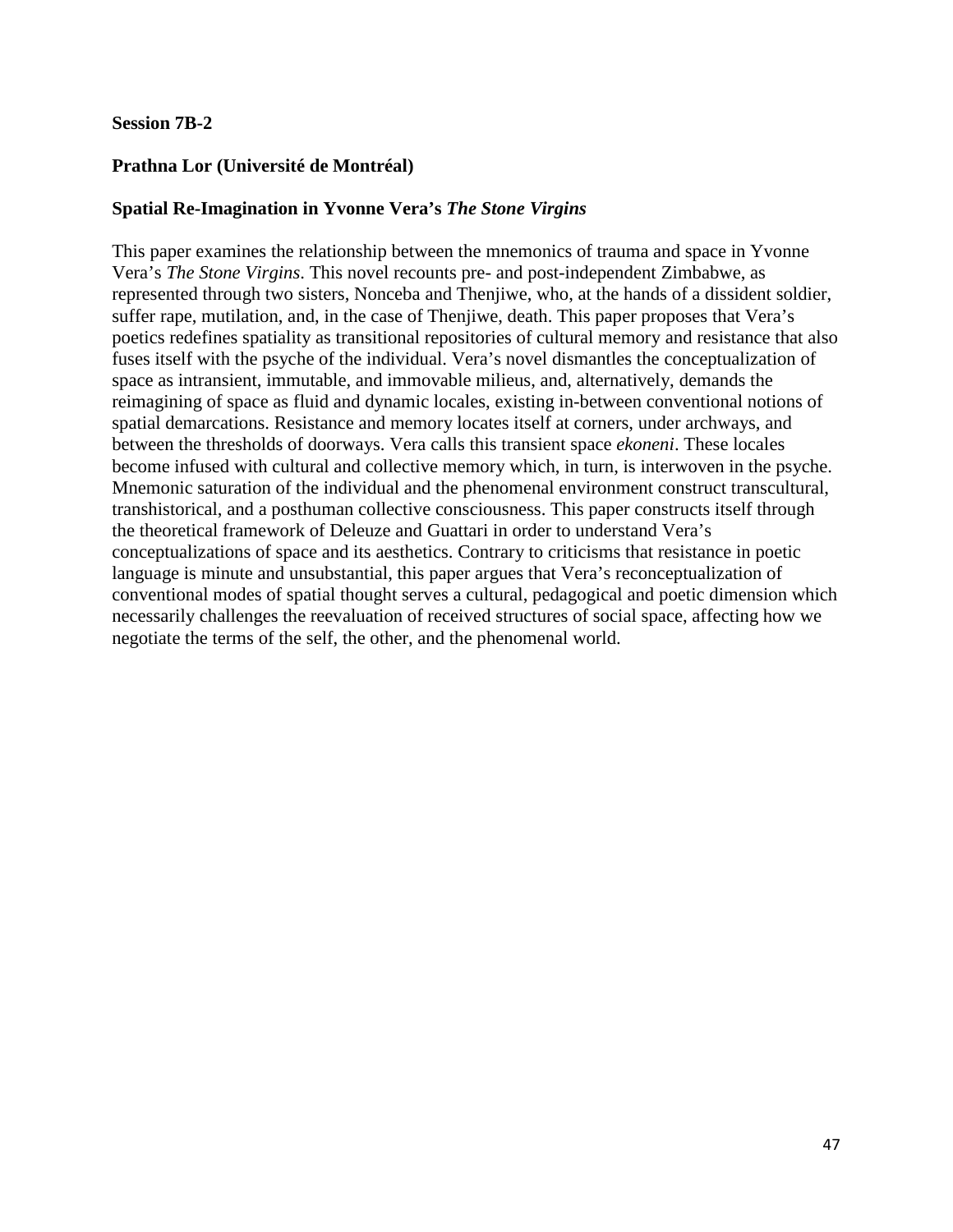**Session 7B-2**

**Prathna Lor (Université de Montréal)**

**Spatial Re-Imagination in Yvonne Vera's *The Stone Virgins***

This paper examines the relationship between the mnemonics of trauma and space in Yvonne Vera's *The Stone Virgins*. This novel recounts pre- and post-independent Zimbabwe, as represented through two sisters, Nonceba and Thenjiwe, who, at the hands of a dissident soldier, suffer rape, mutilation, and, in the case of Thenjiwe, death. This paper proposes that Vera's poetics redefines spatiality as transitional repositories of cultural memory and resistance that also fuses itself with the psyche of the individual. Vera's novel dismantles the conceptualization of space as intransient, immutable, and immovable milieus, and, alternatively, demands the reimagining of space as fluid and dynamic locales, existing in-between conventional notions of spatial demarcations. Resistance and memory locates itself at corners, under archways, and between the thresholds of doorways. Vera calls this transient space *ekoneni*. These locales become infused with cultural and collective memory which, in turn, is interwoven in the psyche. Mnemonic saturation of the individual and the phenomenal environment construct transcultural, transhistorical, and a posthuman collective consciousness. This paper constructs itself through the theoretical framework of Deleuze and Guattari in order to understand Vera's conceptualizations of space and its aesthetics. Contrary to criticisms that resistance in poetic language is minute and unsubstantial, this paper argues that Vera's reconceptualization of conventional modes of spatial thought serves a cultural, pedagogical and poetic dimension which necessarily challenges the reevaluation of received structures of social space, affecting how we negotiate the terms of the self, the other, and the phenomenal world.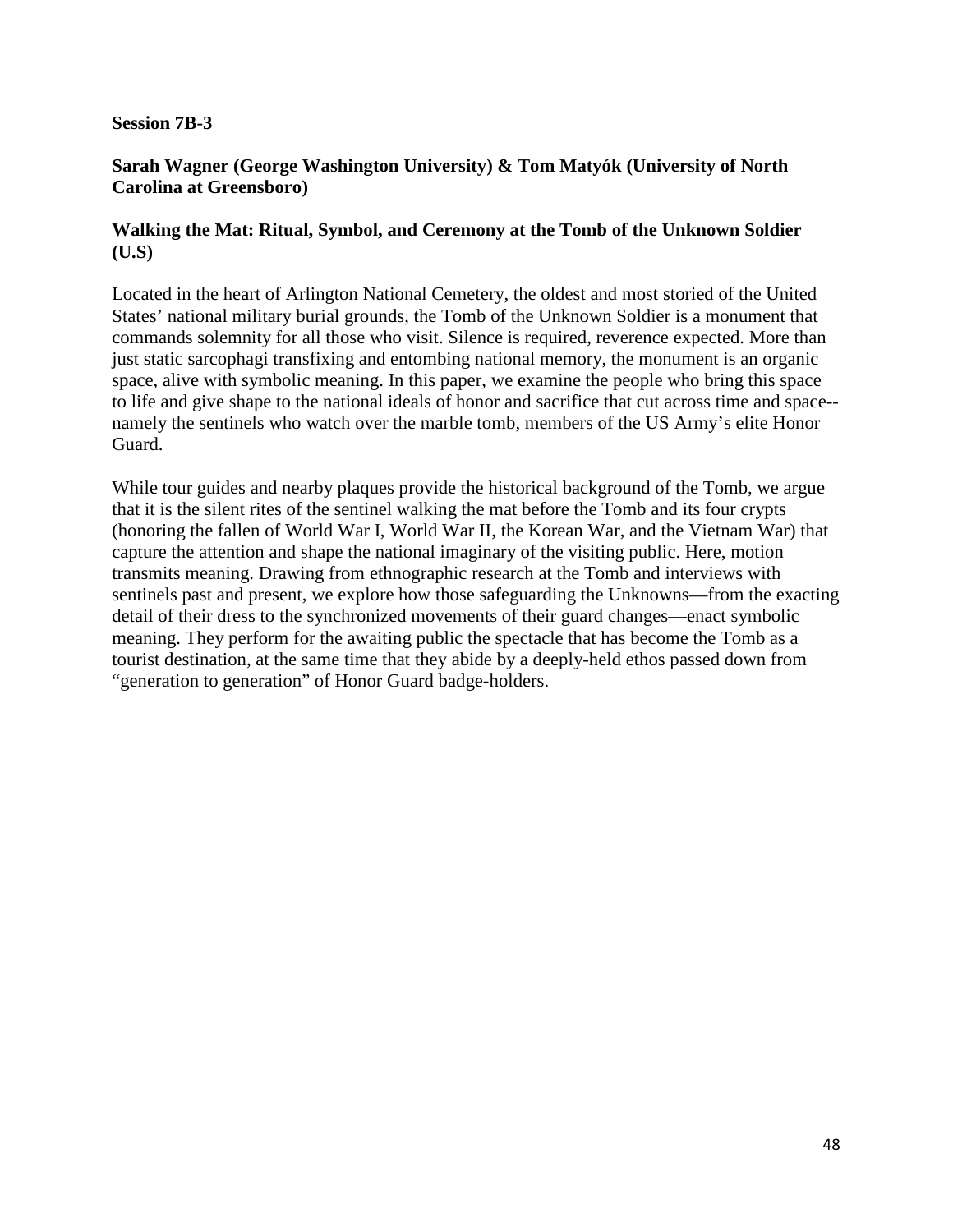**Session 7B-3**

**Sarah Wagner (George Washington University) & Tom Matyók (University of North Carolina at Greensboro)**

**Walking the Mat: Ritual, Symbol, and Ceremony at the Tomb of the Unknown Soldier (U.S)**

Located in the heart of Arlington National Cemetery, the oldest and most storied of the United States' national military burial grounds, the Tomb of the Unknown Soldier is a monument that commands solemnity for all those who visit. Silence is required, reverence expected. More than just static sarcophagi transfixing and entombing national memory, the monument is an organic space, alive with symbolic meaning. In this paper, we examine the people who bring this space to life and give shape to the national ideals of honor and sacrifice that cut across time and space--namely the sentinels who watch over the marble tomb, members of the US Army's elite Honor Guard.

While tour guides and nearby plaques provide the historical background of the Tomb, we argue that it is the silent rites of the sentinel walking the mat before the Tomb and its four crypts (honoring the fallen of World War I, World War II, the Korean War, and the Vietnam War) that capture the attention and shape the national imaginary of the visiting public. Here, motion transmits meaning. Drawing from ethnographic research at the Tomb and interviews with sentinels past and present, we explore how those safeguarding the Unknowns—from the exacting detail of their dress to the synchronized movements of their guard changes—enact symbolic meaning. They perform for the awaiting public the spectacle that has become the Tomb as a tourist destination, at the same time that they abide by a deeply-held ethos passed down from "generation to generation" of Honor Guard badge-holders.